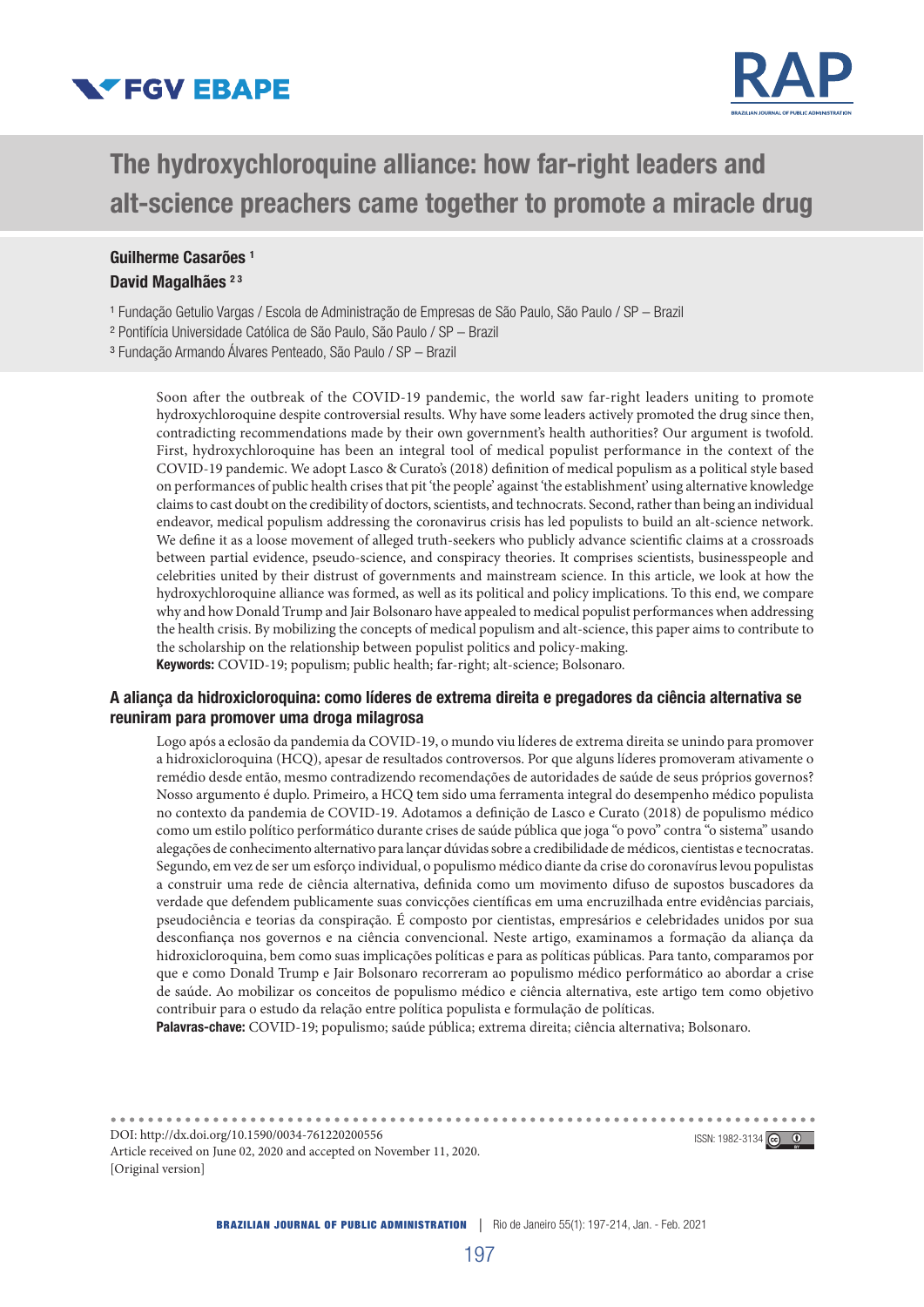# The hydroxychloroquine alliance: how far-right leaders and alt-science preachers came together to promote a miracle drug

**Guilherme Casarões** [1]
**David Magalhães** [2,3]

[1] Fundação Getulio Vargas / Escola de Administração de Empresas de São Paulo, São Paulo / SP – Brazil
[2] Pontifícia Universidade Católica de São Paulo, São Paulo / SP – Brazil
[3] Fundação Armando Álvares Penteado, São Paulo / SP – Brazil

Soon after the outbreak of the COVID-19 pandemic, the world saw far-right leaders uniting to promote hydroxychloroquine despite controversial results. Why have some leaders actively promoted the drug since then, contradicting recommendations made by their own government's health authorities? Our argument is twofold. First, hydroxychloroquine has been an integral tool of medical populist performance in the context of the COVID-19 pandemic. We adopt Lasco & Curato's (2018) definition of medical populism as a political style based on performances of public health crises that pit 'the people' against 'the establishment' using alternative knowledge claims to cast doubt on the credibility of doctors, scientists, and technocrats. Second, rather than being an individual endeavor, medical populism addressing the coronavirus crisis has led populists to build an alt-science network. We define it as a loose movement of alleged truth-seekers who publicly advance scientific claims at a crossroads between partial evidence, pseudo-science, and conspiracy theories. It comprises scientists, businesspeople and celebrities united by their distrust of governments and mainstream science. In this article, we look at how the hydroxychloroquine alliance was formed, as well as its political and policy implications. To this end, we compare why and how Donald Trump and Jair Bolsonaro have appealed to medical populist performances when addressing the health crisis. By mobilizing the concepts of medical populism and alt-science, this paper aims to contribute to the scholarship on the relationship between populist politics and policy-making.

**Keywords:** COVID-19; populism; public health; far-right; alt-science; Bolsonaro.

## A aliança da hidroxicloroquina: como líderes de extrema direita e pregadores da ciência alternativa se reuniram para promover uma droga milagrosa

Logo após a eclosão da pandemia da COVID-19, o mundo viu líderes de extrema direita se unindo para promover a hidroxicloroquina (HCQ), apesar de resultados controversos. Por que alguns líderes promoveram ativamente o remédio desde então, mesmo contradizendo recomendações de autoridades de saúde de seus próprios governos? Nosso argumento é duplo. Primeiro, a HCQ tem sido uma ferramenta integral do desempenho médico populista no contexto da pandemia de COVID-19. Adotamos a definição de Lasco e Curato (2018) de populismo médico como um estilo político performático durante crises de saúde pública que joga "o povo" contra "o sistema" usando alegações de conhecimento alternativo para lançar dúvidas sobre a credibilidade de médicos, cientistas e tecnocratas. Segundo, em vez de ser um esforço individual, o populismo médico diante da crise do coronavírus levou populistas a construir uma rede de ciência alternativa, definida como um movimento difuso de supostos buscadores da verdade que defendem publicamente suas convicções científicas em uma encruzilhada entre evidências parciais, pseudociência e teorias da conspiração. É composto por cientistas, empresários e celebridades unidos por sua desconfiança nos governos e na ciência convencional. Neste artigo, examinamos a formação da aliança da hidroxicloroquina, bem como suas implicações políticas e para as políticas públicas. Para tanto, comparamos por que e como Donald Trump e Jair Bolsonaro recorreram ao populismo médico performático ao abordar a crise de saúde. Ao mobilizar os conceitos de populismo médico e ciência alternativa, este artigo tem como objetivo contribuir para o estudo da relação entre política populista e formulação de políticas.

**Palavras-chave:** COVID-19; populismo; saúde pública; extrema direita; ciência alternativa; Bolsonaro.

DOI: http://dx.doi.org/10.1590/0034-761220200556
Article received on June 02, 2020 and accepted on November 11, 2020.
[Original version]

ISSN: 1982-3134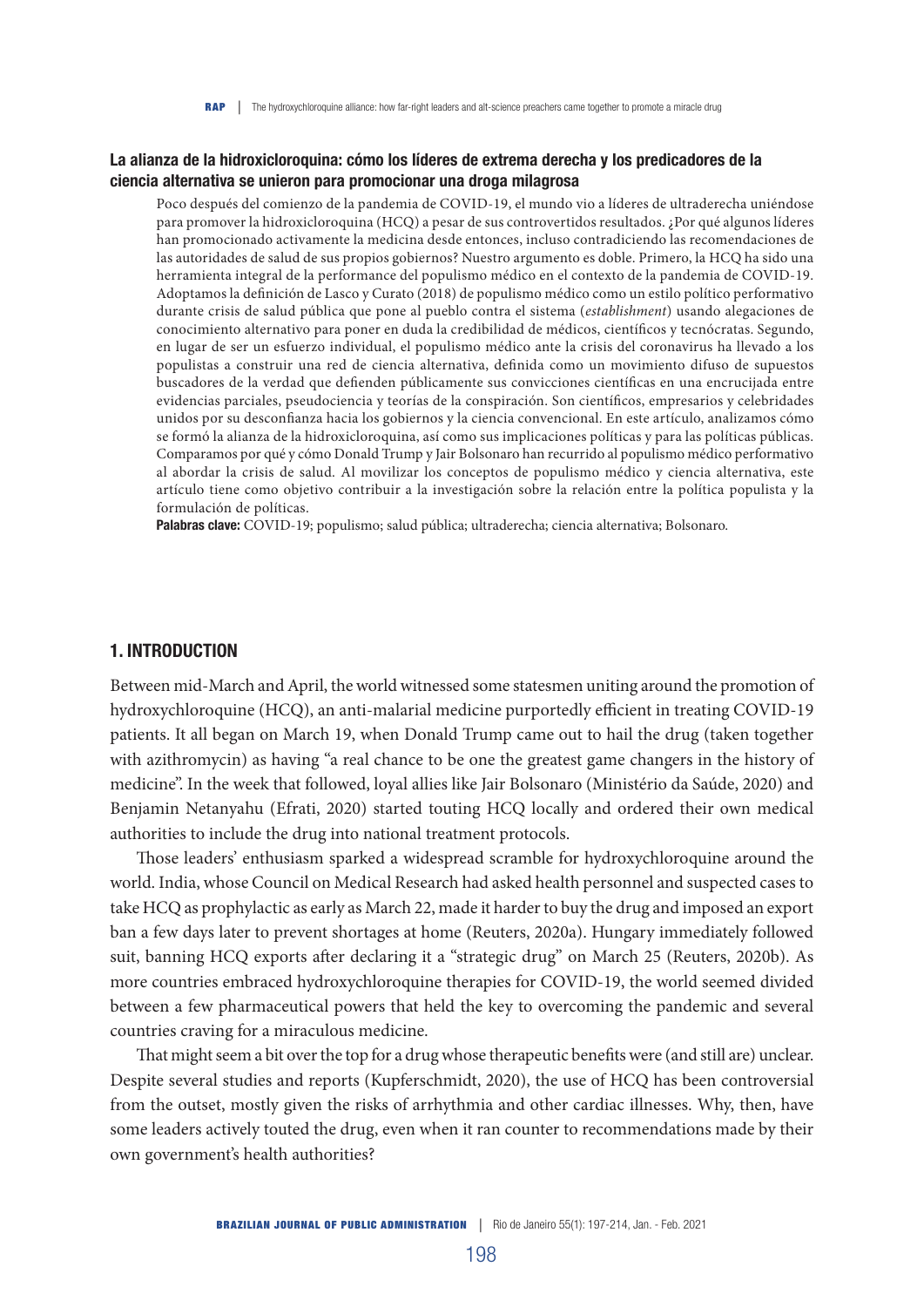**La alianza de la hidroxicloroquina: cómo los líderes de extrema derecha y los predicadores de la ciencia alternativa se unieron para promocionar una droga milagrosa**

Poco después del comienzo de la pandemia de COVID-19, el mundo vio a líderes de ultraderecha uniéndose para promover la hidroxicloroquina (HCQ) a pesar de sus controvertidos resultados. ¿Por qué algunos líderes han promocionado activamente la medicina desde entonces, incluso contradiciendo las recomendaciones de las autoridades de salud de sus propios gobiernos? Nuestro argumento es doble. Primero, la HCQ ha sido una herramienta integral de la performance del populismo médico en el contexto de la pandemia de COVID-19. Adoptamos la definición de Lasco y Curato (2018) de populismo médico como un estilo político performativo durante crisis de salud pública que pone al pueblo contra el sistema (*establishment*) usando alegaciones de conocimiento alternativo para poner en duda la credibilidad de médicos, científicos y tecnócratas. Segundo, en lugar de ser un esfuerzo individual, el populismo médico ante la crisis del coronavirus ha llevado a los populistas a construir una red de ciencia alternativa, definida como un movimiento difuso de supuestos buscadores de la verdad que defienden públicamente sus convicciones científicas en una encrucijada entre evidencias parciales, pseudociencia y teorías de la conspiración. Son científicos, empresarios y celebridades unidos por su desconfianza hacia los gobiernos y la ciencia convencional. En este artículo, analizamos cómo se formó la alianza de la hidroxicloroquina, así como sus implicaciones políticas y para las políticas públicas. Comparamos por qué y cómo Donald Trump y Jair Bolsonaro han recurrido al populismo médico performativo al abordar la crisis de salud. Al movilizar los conceptos de populismo médico y ciencia alternativa, este artículo tiene como objetivo contribuir a la investigación sobre la relación entre la política populista y la formulación de políticas.

**Palabras clave:** COVID-19; populismo; salud pública; ultraderecha; ciencia alternativa; Bolsonaro.

## 1. INTRODUCTION

Between mid-March and April, the world witnessed some statesmen uniting around the promotion of hydroxychloroquine (HCQ), an anti-malarial medicine purportedly efficient in treating COVID-19 patients. It all began on March 19, when Donald Trump came out to hail the drug (taken together with azithromycin) as having "a real chance to be one the greatest game changers in the history of medicine". In the week that followed, loyal allies like Jair Bolsonaro (Ministério da Saúde, 2020) and Benjamin Netanyahu (Efrati, 2020) started touting HCQ locally and ordered their own medical authorities to include the drug into national treatment protocols.

Those leaders' enthusiasm sparked a widespread scramble for hydroxychloroquine around the world. India, whose Council on Medical Research had asked health personnel and suspected cases to take HCQ as prophylactic as early as March 22, made it harder to buy the drug and imposed an export ban a few days later to prevent shortages at home (Reuters, 2020a). Hungary immediately followed suit, banning HCQ exports after declaring it a "strategic drug" on March 25 (Reuters, 2020b). As more countries embraced hydroxychloroquine therapies for COVID-19, the world seemed divided between a few pharmaceutical powers that held the key to overcoming the pandemic and several countries craving for a miraculous medicine.

That might seem a bit over the top for a drug whose therapeutic benefits were (and still are) unclear. Despite several studies and reports (Kupferschmidt, 2020), the use of HCQ has been controversial from the outset, mostly given the risks of arrhythmia and other cardiac illnesses. Why, then, have some leaders actively touted the drug, even when it ran counter to recommendations made by their own government's health authorities?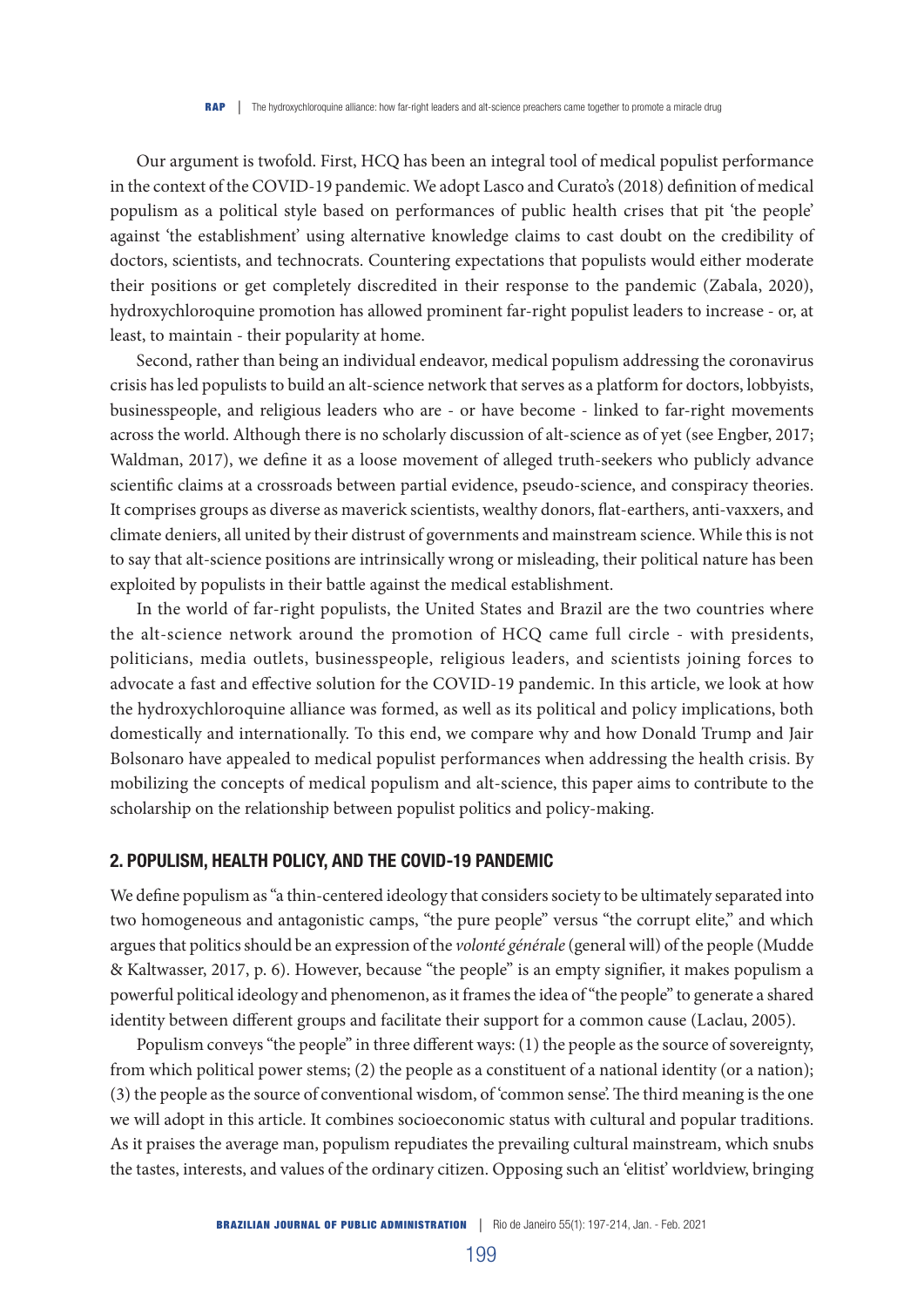Our argument is twofold. First, HCQ has been an integral tool of medical populist performance in the context of the COVID-19 pandemic. We adopt Lasco and Curato's (2018) definition of medical populism as a political style based on performances of public health crises that pit 'the people' against 'the establishment' using alternative knowledge claims to cast doubt on the credibility of doctors, scientists, and technocrats. Countering expectations that populists would either moderate their positions or get completely discredited in their response to the pandemic (Zabala, 2020), hydroxychloroquine promotion has allowed prominent far-right populist leaders to increase - or, at least, to maintain - their popularity at home.

Second, rather than being an individual endeavor, medical populism addressing the coronavirus crisis has led populists to build an alt-science network that serves as a platform for doctors, lobbyists, businesspeople, and religious leaders who are - or have become - linked to far-right movements across the world. Although there is no scholarly discussion of alt-science as of yet (see Engber, 2017; Waldman, 2017), we define it as a loose movement of alleged truth-seekers who publicly advance scientific claims at a crossroads between partial evidence, pseudo-science, and conspiracy theories. It comprises groups as diverse as maverick scientists, wealthy donors, flat-earthers, anti-vaxxers, and climate deniers, all united by their distrust of governments and mainstream science. While this is not to say that alt-science positions are intrinsically wrong or misleading, their political nature has been exploited by populists in their battle against the medical establishment.

In the world of far-right populists, the United States and Brazil are the two countries where the alt-science network around the promotion of HCQ came full circle - with presidents, politicians, media outlets, businesspeople, religious leaders, and scientists joining forces to advocate a fast and effective solution for the COVID-19 pandemic. In this article, we look at how the hydroxychloroquine alliance was formed, as well as its political and policy implications, both domestically and internationally. To this end, we compare why and how Donald Trump and Jair Bolsonaro have appealed to medical populist performances when addressing the health crisis. By mobilizing the concepts of medical populism and alt-science, this paper aims to contribute to the scholarship on the relationship between populist politics and policy-making.

## 2. POPULISM, HEALTH POLICY, AND THE COVID-19 PANDEMIC

We define populism as "a thin-centered ideology that considers society to be ultimately separated into two homogeneous and antagonistic camps, "the pure people" versus "the corrupt elite," and which argues that politics should be an expression of the *volonté générale* (general will) of the people (Mudde & Kaltwasser, 2017, p. 6). However, because "the people" is an empty signifier, it makes populism a powerful political ideology and phenomenon, as it frames the idea of "the people" to generate a shared identity between different groups and facilitate their support for a common cause (Laclau, 2005).

Populism conveys "the people" in three different ways: (1) the people as the source of sovereignty, from which political power stems; (2) the people as a constituent of a national identity (or a nation); (3) the people as the source of conventional wisdom, of 'common sense'. The third meaning is the one we will adopt in this article. It combines socioeconomic status with cultural and popular traditions. As it praises the average man, populism repudiates the prevailing cultural mainstream, which snubs the tastes, interests, and values of the ordinary citizen. Opposing such an 'elitist' worldview, bringing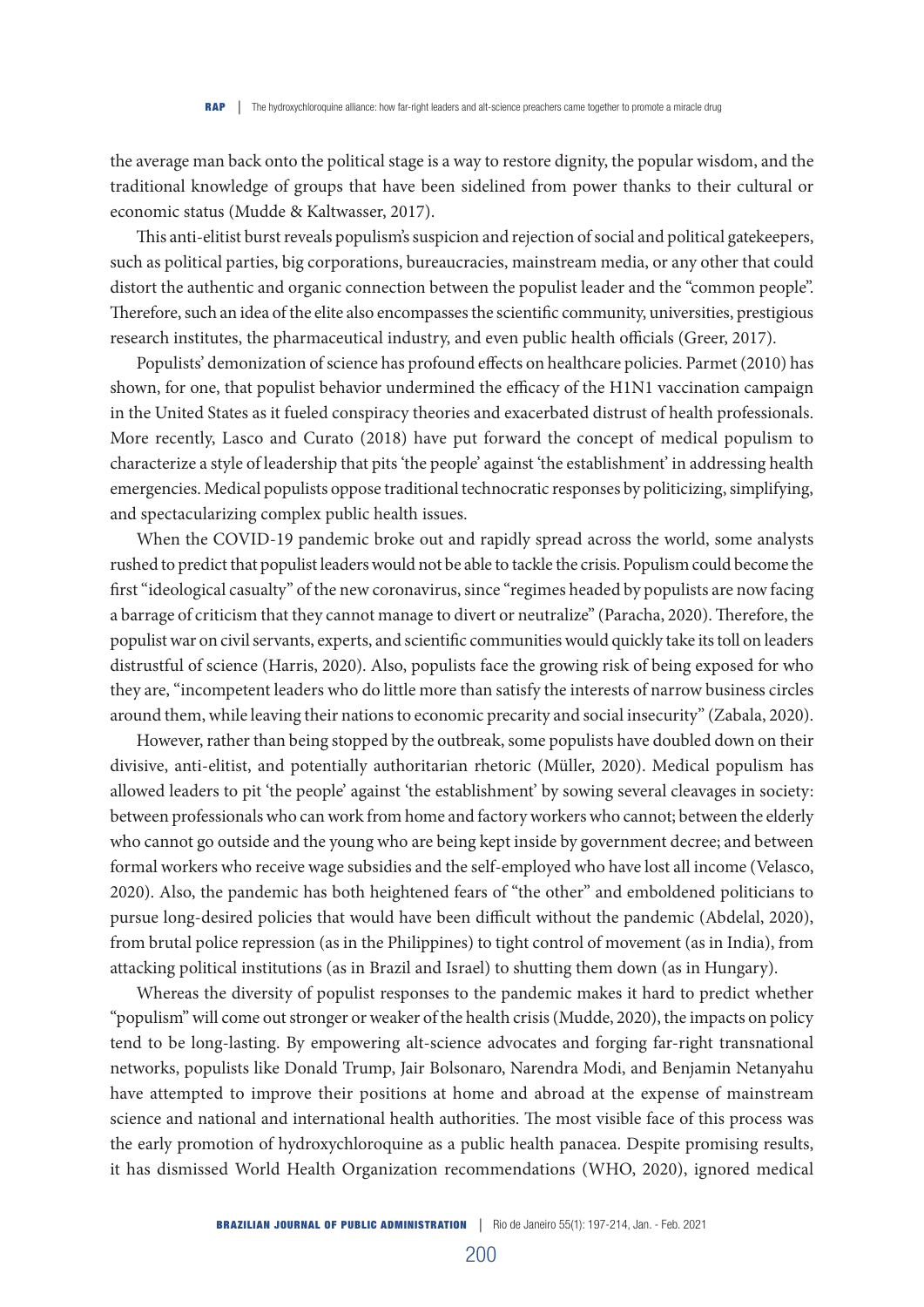the average man back onto the political stage is a way to restore dignity, the popular wisdom, and the traditional knowledge of groups that have been sidelined from power thanks to their cultural or economic status (Mudde & Kaltwasser, 2017).

This anti-elitist burst reveals populism's suspicion and rejection of social and political gatekeepers, such as political parties, big corporations, bureaucracies, mainstream media, or any other that could distort the authentic and organic connection between the populist leader and the "common people". Therefore, such an idea of the elite also encompasses the scientific community, universities, prestigious research institutes, the pharmaceutical industry, and even public health officials (Greer, 2017).

Populists' demonization of science has profound effects on healthcare policies. Parmet (2010) has shown, for one, that populist behavior undermined the efficacy of the H1N1 vaccination campaign in the United States as it fueled conspiracy theories and exacerbated distrust of health professionals. More recently, Lasco and Curato (2018) have put forward the concept of medical populism to characterize a style of leadership that pits 'the people' against 'the establishment' in addressing health emergencies. Medical populists oppose traditional technocratic responses by politicizing, simplifying, and spectacularizing complex public health issues.

When the COVID-19 pandemic broke out and rapidly spread across the world, some analysts rushed to predict that populist leaders would not be able to tackle the crisis. Populism could become the first "ideological casualty" of the new coronavirus, since "regimes headed by populists are now facing a barrage of criticism that they cannot manage to divert or neutralize" (Paracha, 2020). Therefore, the populist war on civil servants, experts, and scientific communities would quickly take its toll on leaders distrustful of science (Harris, 2020). Also, populists face the growing risk of being exposed for who they are, "incompetent leaders who do little more than satisfy the interests of narrow business circles around them, while leaving their nations to economic precarity and social insecurity" (Zabala, 2020).

However, rather than being stopped by the outbreak, some populists have doubled down on their divisive, anti-elitist, and potentially authoritarian rhetoric (Müller, 2020). Medical populism has allowed leaders to pit 'the people' against 'the establishment' by sowing several cleavages in society: between professionals who can work from home and factory workers who cannot; between the elderly who cannot go outside and the young who are being kept inside by government decree; and between formal workers who receive wage subsidies and the self-employed who have lost all income (Velasco, 2020). Also, the pandemic has both heightened fears of "the other" and emboldened politicians to pursue long-desired policies that would have been difficult without the pandemic (Abdelal, 2020), from brutal police repression (as in the Philippines) to tight control of movement (as in India), from attacking political institutions (as in Brazil and Israel) to shutting them down (as in Hungary).

Whereas the diversity of populist responses to the pandemic makes it hard to predict whether "populism" will come out stronger or weaker of the health crisis (Mudde, 2020), the impacts on policy tend to be long-lasting. By empowering alt-science advocates and forging far-right transnational networks, populists like Donald Trump, Jair Bolsonaro, Narendra Modi, and Benjamin Netanyahu have attempted to improve their positions at home and abroad at the expense of mainstream science and national and international health authorities. The most visible face of this process was the early promotion of hydroxychloroquine as a public health panacea. Despite promising results, it has dismissed World Health Organization recommendations (WHO, 2020), ignored medical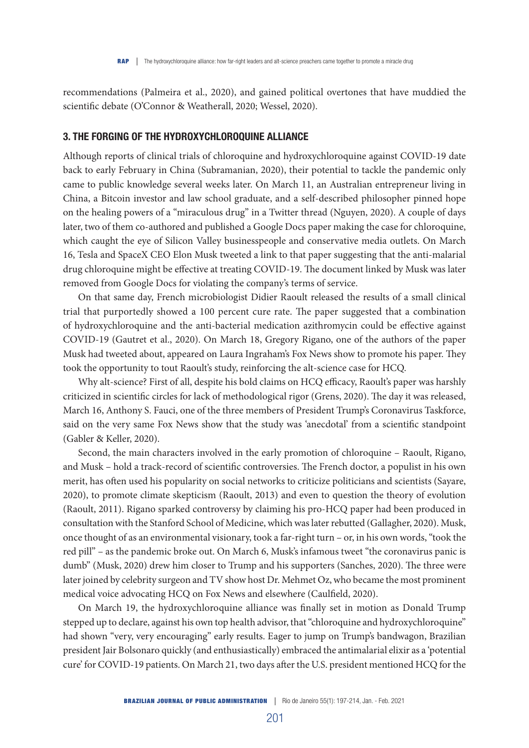recommendations (Palmeira et al., 2020), and gained political overtones that have muddied the scientific debate (O'Connor & Weatherall, 2020; Wessel, 2020).

## 3. THE FORGING OF THE HYDROXYCHLOROQUINE ALLIANCE

Although reports of clinical trials of chloroquine and hydroxychloroquine against COVID-19 date back to early February in China (Subramanian, 2020), their potential to tackle the pandemic only came to public knowledge several weeks later. On March 11, an Australian entrepreneur living in China, a Bitcoin investor and law school graduate, and a self-described philosopher pinned hope on the healing powers of a "miraculous drug" in a Twitter thread (Nguyen, 2020). A couple of days later, two of them co-authored and published a Google Docs paper making the case for chloroquine, which caught the eye of Silicon Valley businesspeople and conservative media outlets. On March 16, Tesla and SpaceX CEO Elon Musk tweeted a link to that paper suggesting that the anti-malarial drug chloroquine might be effective at treating COVID-19. The document linked by Musk was later removed from Google Docs for violating the company's terms of service.

On that same day, French microbiologist Didier Raoult released the results of a small clinical trial that purportedly showed a 100 percent cure rate. The paper suggested that a combination of hydroxychloroquine and the anti-bacterial medication azithromycin could be effective against COVID-19 (Gautret et al., 2020). On March 18, Gregory Rigano, one of the authors of the paper Musk had tweeted about, appeared on Laura Ingraham's Fox News show to promote his paper. They took the opportunity to tout Raoult's study, reinforcing the alt-science case for HCQ.

Why alt-science? First of all, despite his bold claims on HCQ efficacy, Raoult's paper was harshly criticized in scientific circles for lack of methodological rigor (Grens, 2020). The day it was released, March 16, Anthony S. Fauci, one of the three members of President Trump's Coronavirus Taskforce, said on the very same Fox News show that the study was 'anecdotal' from a scientific standpoint (Gabler & Keller, 2020).

Second, the main characters involved in the early promotion of chloroquine – Raoult, Rigano, and Musk – hold a track-record of scientific controversies. The French doctor, a populist in his own merit, has often used his popularity on social networks to criticize politicians and scientists (Sayare, 2020), to promote climate skepticism (Raoult, 2013) and even to question the theory of evolution (Raoult, 2011). Rigano sparked controversy by claiming his pro-HCQ paper had been produced in consultation with the Stanford School of Medicine, which was later rebutted (Gallagher, 2020). Musk, once thought of as an environmental visionary, took a far-right turn – or, in his own words, "took the red pill" – as the pandemic broke out. On March 6, Musk's infamous tweet "the coronavirus panic is dumb" (Musk, 2020) drew him closer to Trump and his supporters (Sanches, 2020). The three were later joined by celebrity surgeon and TV show host Dr. Mehmet Oz, who became the most prominent medical voice advocating HCQ on Fox News and elsewhere (Caulfield, 2020).

On March 19, the hydroxychloroquine alliance was finally set in motion as Donald Trump stepped up to declare, against his own top health advisor, that "chloroquine and hydroxychloroquine" had shown "very, very encouraging" early results. Eager to jump on Trump's bandwagon, Brazilian president Jair Bolsonaro quickly (and enthusiastically) embraced the antimalarial elixir as a 'potential cure' for COVID-19 patients. On March 21, two days after the U.S. president mentioned HCQ for the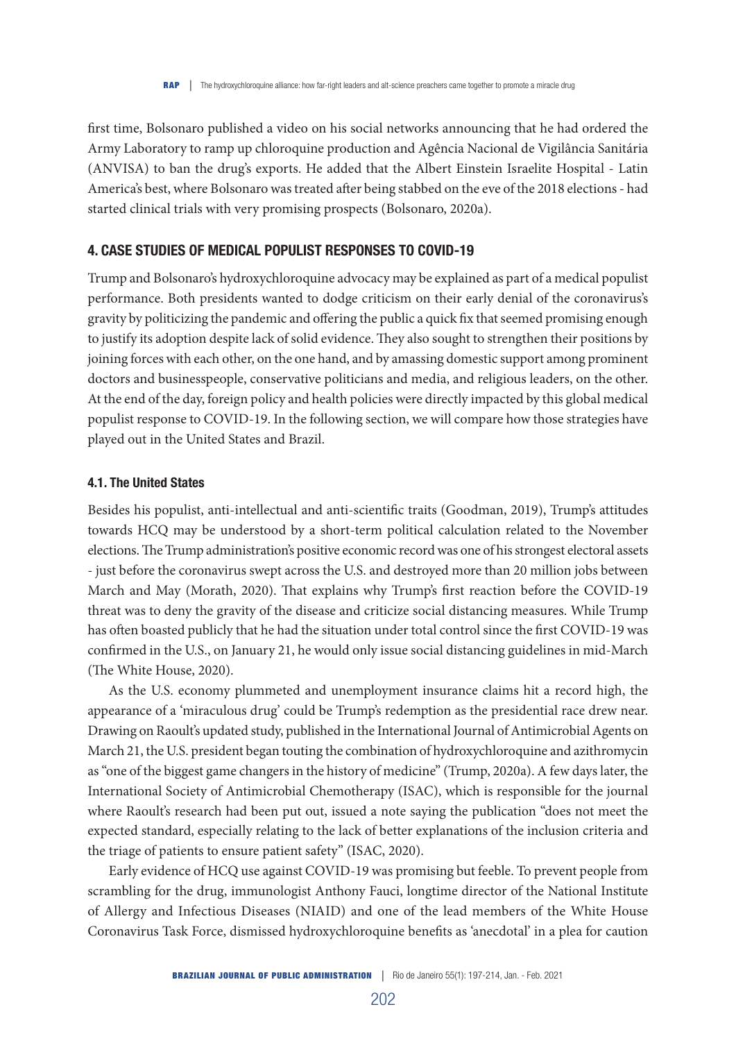first time, Bolsonaro published a video on his social networks announcing that he had ordered the Army Laboratory to ramp up chloroquine production and Agência Nacional de Vigilância Sanitária (ANVISA) to ban the drug's exports. He added that the Albert Einstein Israelite Hospital - Latin America's best, where Bolsonaro was treated after being stabbed on the eve of the 2018 elections - had started clinical trials with very promising prospects (Bolsonaro, 2020a).

## 4. CASE STUDIES OF MEDICAL POPULIST RESPONSES TO COVID-19

Trump and Bolsonaro's hydroxychloroquine advocacy may be explained as part of a medical populist performance. Both presidents wanted to dodge criticism on their early denial of the coronavirus's gravity by politicizing the pandemic and offering the public a quick fix that seemed promising enough to justify its adoption despite lack of solid evidence. They also sought to strengthen their positions by joining forces with each other, on the one hand, and by amassing domestic support among prominent doctors and businesspeople, conservative politicians and media, and religious leaders, on the other. At the end of the day, foreign policy and health policies were directly impacted by this global medical populist response to COVID-19. In the following section, we will compare how those strategies have played out in the United States and Brazil.

### 4.1. The United States

Besides his populist, anti-intellectual and anti-scientific traits (Goodman, 2019), Trump's attitudes towards HCQ may be understood by a short-term political calculation related to the November elections. The Trump administration's positive economic record was one of his strongest electoral assets - just before the coronavirus swept across the U.S. and destroyed more than 20 million jobs between March and May (Morath, 2020). That explains why Trump's first reaction before the COVID-19 threat was to deny the gravity of the disease and criticize social distancing measures. While Trump has often boasted publicly that he had the situation under total control since the first COVID-19 was confirmed in the U.S., on January 21, he would only issue social distancing guidelines in mid-March (The White House, 2020).

As the U.S. economy plummeted and unemployment insurance claims hit a record high, the appearance of a 'miraculous drug' could be Trump's redemption as the presidential race drew near. Drawing on Raoult's updated study, published in the International Journal of Antimicrobial Agents on March 21, the U.S. president began touting the combination of hydroxychloroquine and azithromycin as "one of the biggest game changers in the history of medicine" (Trump, 2020a). A few days later, the International Society of Antimicrobial Chemotherapy (ISAC), which is responsible for the journal where Raoult's research had been put out, issued a note saying the publication "does not meet the expected standard, especially relating to the lack of better explanations of the inclusion criteria and the triage of patients to ensure patient safety" (ISAC, 2020).

Early evidence of HCQ use against COVID-19 was promising but feeble. To prevent people from scrambling for the drug, immunologist Anthony Fauci, longtime director of the National Institute of Allergy and Infectious Diseases (NIAID) and one of the lead members of the White House Coronavirus Task Force, dismissed hydroxychloroquine benefits as 'anecdotal' in a plea for caution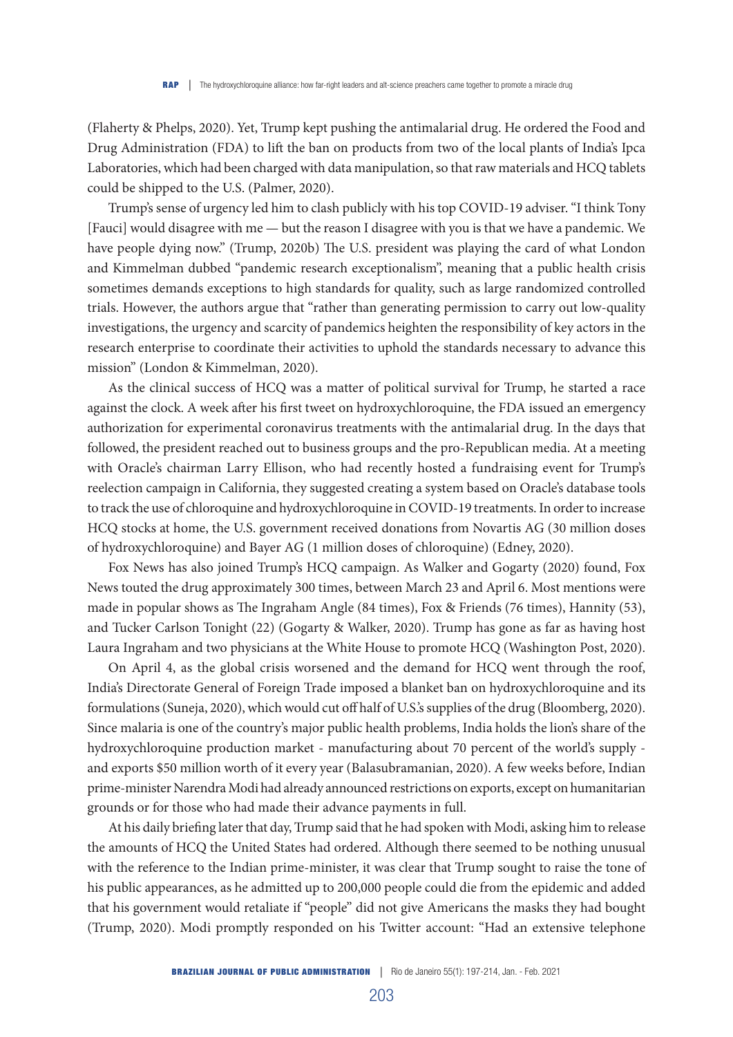(Flaherty & Phelps, 2020). Yet, Trump kept pushing the antimalarial drug. He ordered the Food and Drug Administration (FDA) to lift the ban on products from two of the local plants of India's Ipca Laboratories, which had been charged with data manipulation, so that raw materials and HCQ tablets could be shipped to the U.S. (Palmer, 2020).

Trump's sense of urgency led him to clash publicly with his top COVID-19 adviser. "I think Tony [Fauci] would disagree with me — but the reason I disagree with you is that we have a pandemic. We have people dying now." (Trump, 2020b) The U.S. president was playing the card of what London and Kimmelman dubbed "pandemic research exceptionalism", meaning that a public health crisis sometimes demands exceptions to high standards for quality, such as large randomized controlled trials. However, the authors argue that "rather than generating permission to carry out low-quality investigations, the urgency and scarcity of pandemics heighten the responsibility of key actors in the research enterprise to coordinate their activities to uphold the standards necessary to advance this mission" (London & Kimmelman, 2020).

As the clinical success of HCQ was a matter of political survival for Trump, he started a race against the clock. A week after his first tweet on hydroxychloroquine, the FDA issued an emergency authorization for experimental coronavirus treatments with the antimalarial drug. In the days that followed, the president reached out to business groups and the pro-Republican media. At a meeting with Oracle's chairman Larry Ellison, who had recently hosted a fundraising event for Trump's reelection campaign in California, they suggested creating a system based on Oracle's database tools to track the use of chloroquine and hydroxychloroquine in COVID-19 treatments. In order to increase HCQ stocks at home, the U.S. government received donations from Novartis AG (30 million doses of hydroxychloroquine) and Bayer AG (1 million doses of chloroquine) (Edney, 2020).

Fox News has also joined Trump's HCQ campaign. As Walker and Gogarty (2020) found, Fox News touted the drug approximately 300 times, between March 23 and April 6. Most mentions were made in popular shows as The Ingraham Angle (84 times), Fox & Friends (76 times), Hannity (53), and Tucker Carlson Tonight (22) (Gogarty & Walker, 2020). Trump has gone as far as having host Laura Ingraham and two physicians at the White House to promote HCQ (Washington Post, 2020).

On April 4, as the global crisis worsened and the demand for HCQ went through the roof, India's Directorate General of Foreign Trade imposed a blanket ban on hydroxychloroquine and its formulations (Suneja, 2020), which would cut off half of U.S.'s supplies of the drug (Bloomberg, 2020). Since malaria is one of the country's major public health problems, India holds the lion's share of the hydroxychloroquine production market - manufacturing about 70 percent of the world's supply - and exports $50 million worth of it every year (Balasubramanian, 2020). A few weeks before, Indian prime-minister Narendra Modi had already announced restrictions on exports, except on humanitarian grounds or for those who had made their advance payments in full.

At his daily briefing later that day, Trump said that he had spoken with Modi, asking him to release the amounts of HCQ the United States had ordered. Although there seemed to be nothing unusual with the reference to the Indian prime-minister, it was clear that Trump sought to raise the tone of his public appearances, as he admitted up to 200,000 people could die from the epidemic and added that his government would retaliate if "people" did not give Americans the masks they had bought (Trump, 2020). Modi promptly responded on his Twitter account: "Had an extensive telephone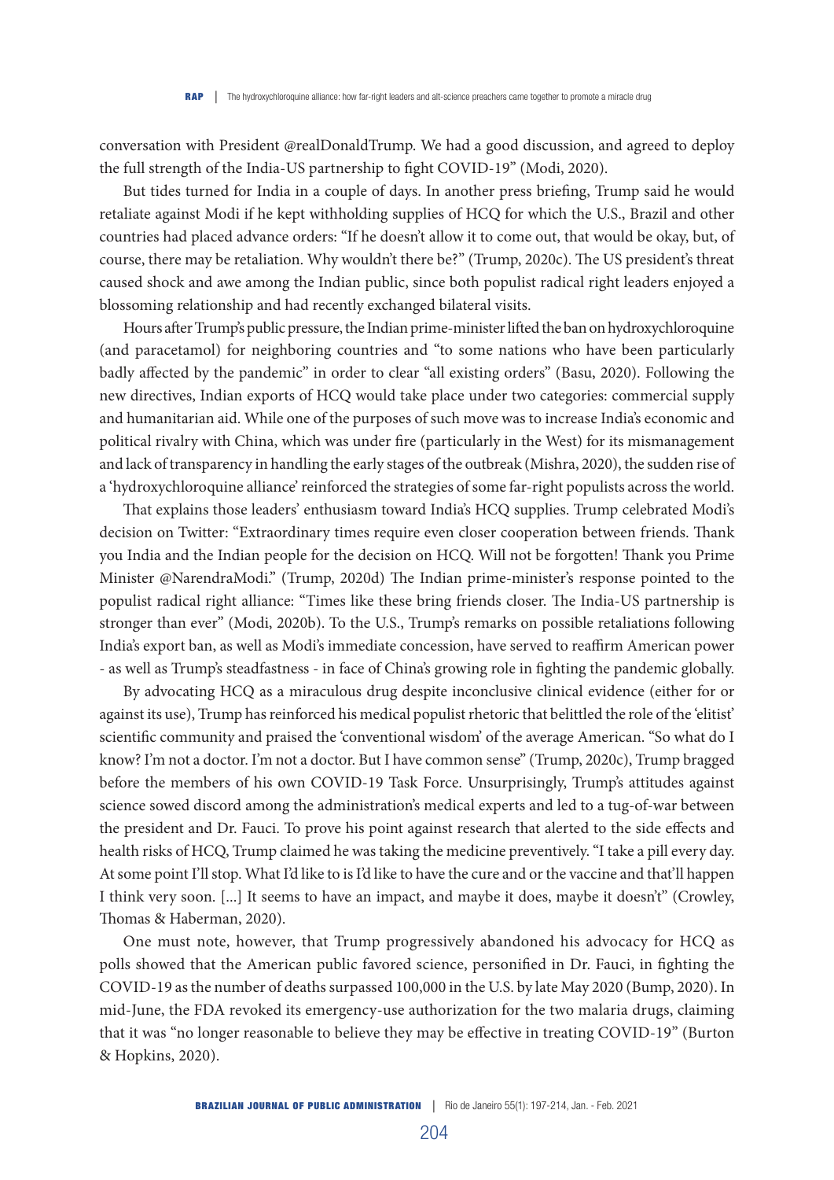conversation with President @realDonaldTrump. We had a good discussion, and agreed to deploy the full strength of the India-US partnership to fight COVID-19" (Modi, 2020).

But tides turned for India in a couple of days. In another press briefing, Trump said he would retaliate against Modi if he kept withholding supplies of HCQ for which the U.S., Brazil and other countries had placed advance orders: "If he doesn't allow it to come out, that would be okay, but, of course, there may be retaliation. Why wouldn't there be?" (Trump, 2020c). The US president's threat caused shock and awe among the Indian public, since both populist radical right leaders enjoyed a blossoming relationship and had recently exchanged bilateral visits.

Hours after Trump's public pressure, the Indian prime-minister lifted the ban on hydroxychloroquine (and paracetamol) for neighboring countries and "to some nations who have been particularly badly affected by the pandemic" in order to clear "all existing orders" (Basu, 2020). Following the new directives, Indian exports of HCQ would take place under two categories: commercial supply and humanitarian aid. While one of the purposes of such move was to increase India's economic and political rivalry with China, which was under fire (particularly in the West) for its mismanagement and lack of transparency in handling the early stages of the outbreak (Mishra, 2020), the sudden rise of a 'hydroxychloroquine alliance' reinforced the strategies of some far-right populists across the world.

That explains those leaders' enthusiasm toward India's HCQ supplies. Trump celebrated Modi's decision on Twitter: "Extraordinary times require even closer cooperation between friends. Thank you India and the Indian people for the decision on HCQ. Will not be forgotten! Thank you Prime Minister @NarendraModi." (Trump, 2020d) The Indian prime-minister's response pointed to the populist radical right alliance: "Times like these bring friends closer. The India-US partnership is stronger than ever" (Modi, 2020b). To the U.S., Trump's remarks on possible retaliations following India's export ban, as well as Modi's immediate concession, have served to reaffirm American power - as well as Trump's steadfastness - in face of China's growing role in fighting the pandemic globally.

By advocating HCQ as a miraculous drug despite inconclusive clinical evidence (either for or against its use), Trump has reinforced his medical populist rhetoric that belittled the role of the 'elitist' scientific community and praised the 'conventional wisdom' of the average American. "So what do I know? I'm not a doctor. I'm not a doctor. But I have common sense" (Trump, 2020c), Trump bragged before the members of his own COVID-19 Task Force. Unsurprisingly, Trump's attitudes against science sowed discord among the administration's medical experts and led to a tug-of-war between the president and Dr. Fauci. To prove his point against research that alerted to the side effects and health risks of HCQ, Trump claimed he was taking the medicine preventively. "I take a pill every day. At some point I'll stop. What I'd like to is I'd like to have the cure and or the vaccine and that'll happen I think very soon. [...] It seems to have an impact, and maybe it does, maybe it doesn't" (Crowley, Thomas & Haberman, 2020).

One must note, however, that Trump progressively abandoned his advocacy for HCQ as polls showed that the American public favored science, personified in Dr. Fauci, in fighting the COVID-19 as the number of deaths surpassed 100,000 in the U.S. by late May 2020 (Bump, 2020). In mid-June, the FDA revoked its emergency-use authorization for the two malaria drugs, claiming that it was "no longer reasonable to believe they may be effective in treating COVID-19" (Burton & Hopkins, 2020).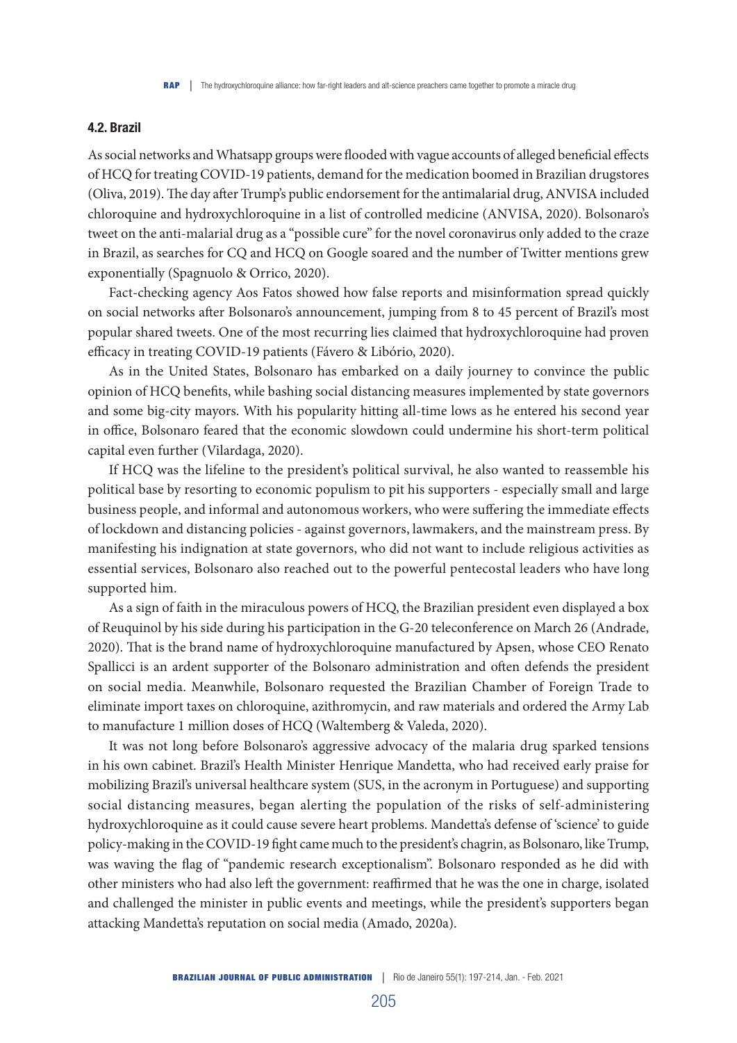### 4.2. Brazil

As social networks and Whatsapp groups were flooded with vague accounts of alleged beneficial effects of HCQ for treating COVID-19 patients, demand for the medication boomed in Brazilian drugstores (Oliva, 2019). The day after Trump's public endorsement for the antimalarial drug, ANVISA included chloroquine and hydroxychloroquine in a list of controlled medicine (ANVISA, 2020). Bolsonaro's tweet on the anti-malarial drug as a "possible cure" for the novel coronavirus only added to the craze in Brazil, as searches for CQ and HCQ on Google soared and the number of Twitter mentions grew exponentially (Spagnuolo & Orrico, 2020).

Fact-checking agency Aos Fatos showed how false reports and misinformation spread quickly on social networks after Bolsonaro's announcement, jumping from 8 to 45 percent of Brazil's most popular shared tweets. One of the most recurring lies claimed that hydroxychloroquine had proven efficacy in treating COVID-19 patients (Fávero & Libório, 2020).

As in the United States, Bolsonaro has embarked on a daily journey to convince the public opinion of HCQ benefits, while bashing social distancing measures implemented by state governors and some big-city mayors. With his popularity hitting all-time lows as he entered his second year in office, Bolsonaro feared that the economic slowdown could undermine his short-term political capital even further (Vilardaga, 2020).

If HCQ was the lifeline to the president's political survival, he also wanted to reassemble his political base by resorting to economic populism to pit his supporters - especially small and large business people, and informal and autonomous workers, who were suffering the immediate effects of lockdown and distancing policies - against governors, lawmakers, and the mainstream press. By manifesting his indignation at state governors, who did not want to include religious activities as essential services, Bolsonaro also reached out to the powerful pentecostal leaders who have long supported him.

As a sign of faith in the miraculous powers of HCQ, the Brazilian president even displayed a box of Reuquinol by his side during his participation in the G-20 teleconference on March 26 (Andrade, 2020). That is the brand name of hydroxychloroquine manufactured by Apsen, whose CEO Renato Spallicci is an ardent supporter of the Bolsonaro administration and often defends the president on social media. Meanwhile, Bolsonaro requested the Brazilian Chamber of Foreign Trade to eliminate import taxes on chloroquine, azithromycin, and raw materials and ordered the Army Lab to manufacture 1 million doses of HCQ (Waltemberg & Valeda, 2020).

It was not long before Bolsonaro's aggressive advocacy of the malaria drug sparked tensions in his own cabinet. Brazil's Health Minister Henrique Mandetta, who had received early praise for mobilizing Brazil's universal healthcare system (SUS, in the acronym in Portuguese) and supporting social distancing measures, began alerting the population of the risks of self-administering hydroxychloroquine as it could cause severe heart problems. Mandetta's defense of 'science' to guide policy-making in the COVID-19 fight came much to the president's chagrin, as Bolsonaro, like Trump, was waving the flag of "pandemic research exceptionalism". Bolsonaro responded as he did with other ministers who had also left the government: reaffirmed that he was the one in charge, isolated and challenged the minister in public events and meetings, while the president's supporters began attacking Mandetta's reputation on social media (Amado, 2020a).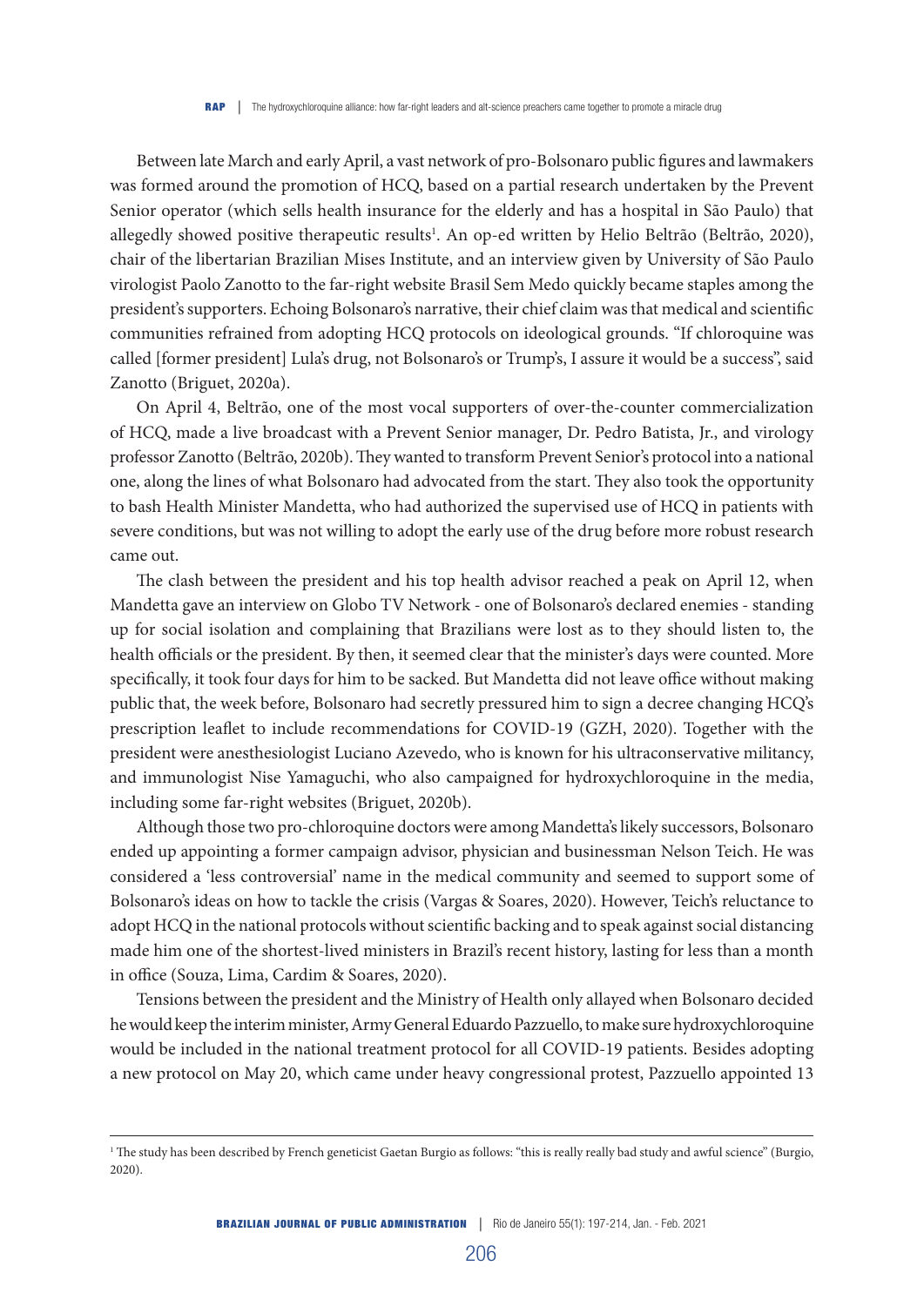Between late March and early April, a vast network of pro-Bolsonaro public figures and lawmakers was formed around the promotion of HCQ, based on a partial research undertaken by the Prevent Senior operator (which sells health insurance for the elderly and has a hospital in São Paulo) that allegedly showed positive therapeutic results[1]. An op-ed written by Helio Beltrão (Beltrão, 2020), chair of the libertarian Brazilian Mises Institute, and an interview given by University of São Paulo virologist Paolo Zanotto to the far-right website Brasil Sem Medo quickly became staples among the president's supporters. Echoing Bolsonaro's narrative, their chief claim was that medical and scientific communities refrained from adopting HCQ protocols on ideological grounds. "If chloroquine was called [former president] Lula's drug, not Bolsonaro's or Trump's, I assure it would be a success", said Zanotto (Briguet, 2020a).

On April 4, Beltrão, one of the most vocal supporters of over-the-counter commercialization of HCQ, made a live broadcast with a Prevent Senior manager, Dr. Pedro Batista, Jr., and virology professor Zanotto (Beltrão, 2020b). They wanted to transform Prevent Senior's protocol into a national one, along the lines of what Bolsonaro had advocated from the start. They also took the opportunity to bash Health Minister Mandetta, who had authorized the supervised use of HCQ in patients with severe conditions, but was not willing to adopt the early use of the drug before more robust research came out.

The clash between the president and his top health advisor reached a peak on April 12, when Mandetta gave an interview on Globo TV Network - one of Bolsonaro's declared enemies - standing up for social isolation and complaining that Brazilians were lost as to they should listen to, the health officials or the president. By then, it seemed clear that the minister's days were counted. More specifically, it took four days for him to be sacked. But Mandetta did not leave office without making public that, the week before, Bolsonaro had secretly pressured him to sign a decree changing HCQ's prescription leaflet to include recommendations for COVID-19 (GZH, 2020). Together with the president were anesthesiologist Luciano Azevedo, who is known for his ultraconservative militancy, and immunologist Nise Yamaguchi, who also campaigned for hydroxychloroquine in the media, including some far-right websites (Briguet, 2020b).

Although those two pro-chloroquine doctors were among Mandetta's likely successors, Bolsonaro ended up appointing a former campaign advisor, physician and businessman Nelson Teich. He was considered a 'less controversial' name in the medical community and seemed to support some of Bolsonaro's ideas on how to tackle the crisis (Vargas & Soares, 2020). However, Teich's reluctance to adopt HCQ in the national protocols without scientific backing and to speak against social distancing made him one of the shortest-lived ministers in Brazil's recent history, lasting for less than a month in office (Souza, Lima, Cardim & Soares, 2020).

Tensions between the president and the Ministry of Health only allayed when Bolsonaro decided he would keep the interim minister, Army General Eduardo Pazzuello, to make sure hydroxychloroquine would be included in the national treatment protocol for all COVID-19 patients. Besides adopting a new protocol on May 20, which came under heavy congressional protest, Pazzuello appointed 13

---

[1] The study has been described by French geneticist Gaetan Burgio as follows: "this is really really bad study and awful science" (Burgio, 2020).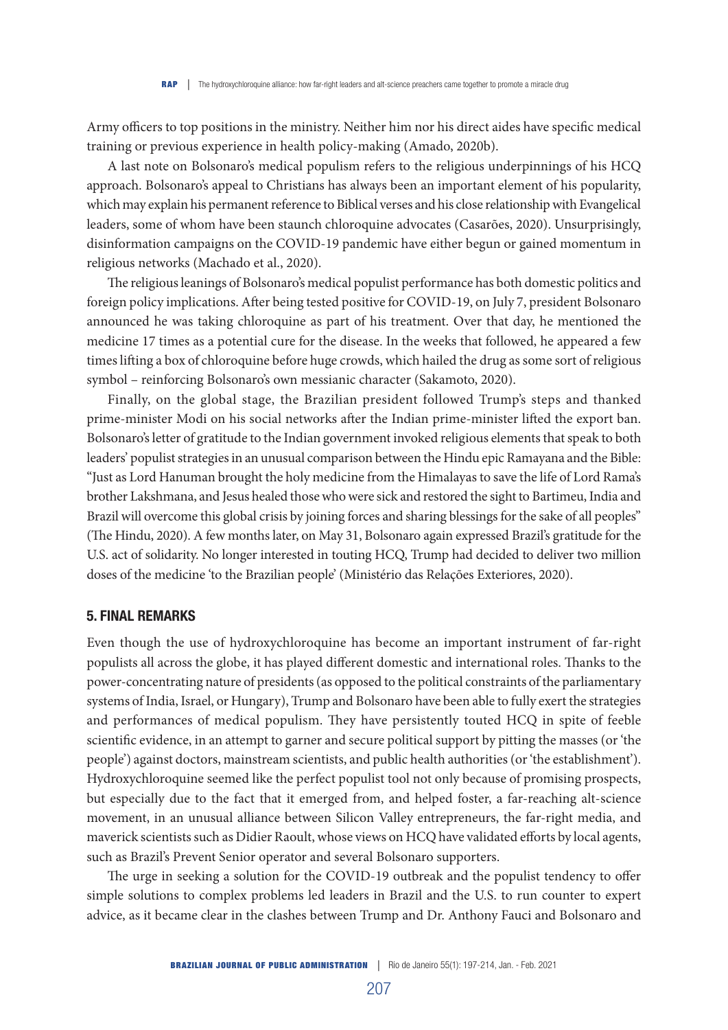Army officers to top positions in the ministry. Neither him nor his direct aides have specific medical training or previous experience in health policy-making (Amado, 2020b).

A last note on Bolsonaro's medical populism refers to the religious underpinnings of his HCQ approach. Bolsonaro's appeal to Christians has always been an important element of his popularity, which may explain his permanent reference to Biblical verses and his close relationship with Evangelical leaders, some of whom have been staunch chloroquine advocates (Casarões, 2020). Unsurprisingly, disinformation campaigns on the COVID-19 pandemic have either begun or gained momentum in religious networks (Machado et al., 2020).

The religious leanings of Bolsonaro's medical populist performance has both domestic politics and foreign policy implications. After being tested positive for COVID-19, on July 7, president Bolsonaro announced he was taking chloroquine as part of his treatment. Over that day, he mentioned the medicine 17 times as a potential cure for the disease. In the weeks that followed, he appeared a few times lifting a box of chloroquine before huge crowds, which hailed the drug as some sort of religious symbol – reinforcing Bolsonaro's own messianic character (Sakamoto, 2020).

Finally, on the global stage, the Brazilian president followed Trump's steps and thanked prime-minister Modi on his social networks after the Indian prime-minister lifted the export ban. Bolsonaro's letter of gratitude to the Indian government invoked religious elements that speak to both leaders' populist strategies in an unusual comparison between the Hindu epic Ramayana and the Bible: "Just as Lord Hanuman brought the holy medicine from the Himalayas to save the life of Lord Rama's brother Lakshmana, and Jesus healed those who were sick and restored the sight to Bartimeu, India and Brazil will overcome this global crisis by joining forces and sharing blessings for the sake of all peoples" (The Hindu, 2020). A few months later, on May 31, Bolsonaro again expressed Brazil's gratitude for the U.S. act of solidarity. No longer interested in touting HCQ, Trump had decided to deliver two million doses of the medicine 'to the Brazilian people' (Ministério das Relações Exteriores, 2020).

## 5. FINAL REMARKS

Even though the use of hydroxychloroquine has become an important instrument of far-right populists all across the globe, it has played different domestic and international roles. Thanks to the power-concentrating nature of presidents (as opposed to the political constraints of the parliamentary systems of India, Israel, or Hungary), Trump and Bolsonaro have been able to fully exert the strategies and performances of medical populism. They have persistently touted HCQ in spite of feeble scientific evidence, in an attempt to garner and secure political support by pitting the masses (or 'the people') against doctors, mainstream scientists, and public health authorities (or 'the establishment'). Hydroxychloroquine seemed like the perfect populist tool not only because of promising prospects, but especially due to the fact that it emerged from, and helped foster, a far-reaching alt-science movement, in an unusual alliance between Silicon Valley entrepreneurs, the far-right media, and maverick scientists such as Didier Raoult, whose views on HCQ have validated efforts by local agents, such as Brazil's Prevent Senior operator and several Bolsonaro supporters.

The urge in seeking a solution for the COVID-19 outbreak and the populist tendency to offer simple solutions to complex problems led leaders in Brazil and the U.S. to run counter to expert advice, as it became clear in the clashes between Trump and Dr. Anthony Fauci and Bolsonaro and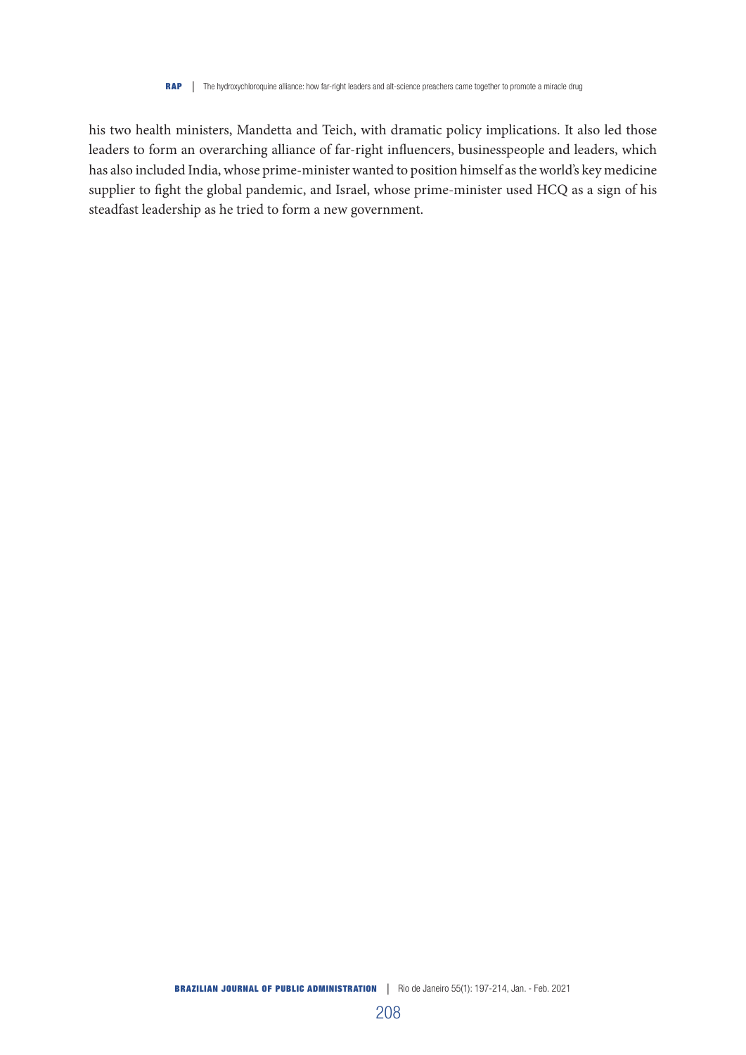his two health ministers, Mandetta and Teich, with dramatic policy implications. It also led those leaders to form an overarching alliance of far-right influencers, businesspeople and leaders, which has also included India, whose prime-minister wanted to position himself as the world's key medicine supplier to fight the global pandemic, and Israel, whose prime-minister used HCQ as a sign of his steadfast leadership as he tried to form a new government.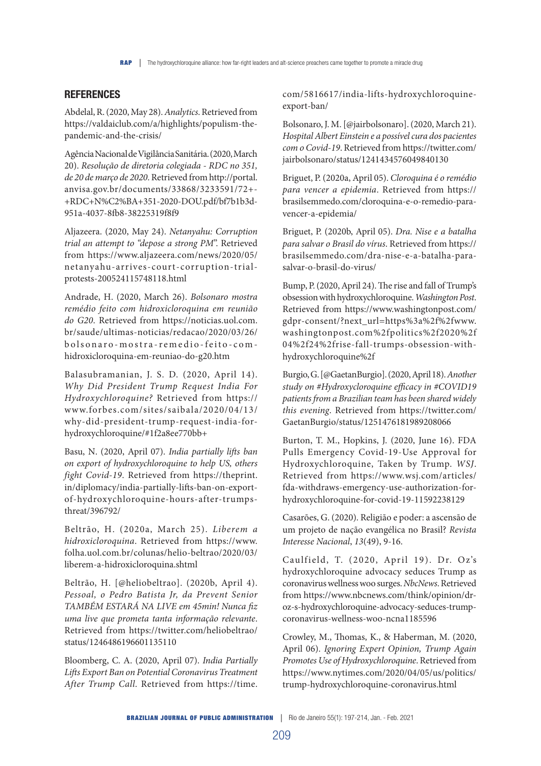## REFERENCES

Abdelal, R. (2020, May 28). *Analytics*. Retrieved from https://valdaiclub.com/a/highlights/populism-the-pandemic-and-the-crisis/

Agência Nacional de Vigilância Sanitária. (2020, March 20). *Resolução de diretoria colegiada - RDC no 351, de 20 de março de 2020*. Retrieved from http://portal.anvisa.gov.br/documents/33868/3233591/72+-+RDC+N%C2%BA+351-2020-DOU.pdf/bf7b1b3d-951a-4037-8fb8-38225319f8f9

Aljazeera. (2020, May 24). *Netanyahu: Corruption trial an attempt to "depose a strong PM"*. Retrieved from https://www.aljazeera.com/news/2020/05/netanyahu-arrives-court-corruption-trial-protests-200524115748118.html

Andrade, H. (2020, March 26). *Bolsonaro mostra remédio feito com hidroxicloroquina em reunião do G20*. Retrieved from https://noticias.uol.com.br/saude/ultimas-noticias/redacao/2020/03/26/bolsonaro-mostra-remedio-feito-com-hidroxicloroquina-em-reuniao-do-g20.htm

Balasubramanian, J. S. D. (2020, April 14). *Why Did President Trump Request India For Hydroxychloroquine?* Retrieved from https://www.forbes.com/sites/saibala/2020/04/13/why-did-president-trump-request-india-for-hydroxychloroquine/#1f2a8ee770bb+

Basu, N. (2020, April 07). *India partially lifts ban on export of hydroxychloroquine to help US, others fight Covid-19*. Retrieved from https://theprint.in/diplomacy/india-partially-lifts-ban-on-export-of-hydroxychloroquine-hours-after-trumps-threat/396792/

Beltrão, H. (2020a, March 25). *Liberem a hidroxicloroquina*. Retrieved from https://www.folha.uol.com.br/colunas/helio-beltrao/2020/03/liberem-a-hidroxicloroquina.shtml

Beltrão, H. [@heliobeltrao]. (2020b, April 4). *Pessoal, o Pedro Batista Jr, da Prevent Senior TAMBÉM ESTARÁ NA LIVE em 45min! Nunca fiz uma live que prometa tanta informação relevante*. Retrieved from https://twitter.com/heliobeltrao/status/1246486196601135110

Bloomberg, C. A. (2020, April 07). *India Partially Lifts Export Ban on Potential Coronavirus Treatment After Trump Call*. Retrieved from https://time.com/5816617/india-lifts-hydroxychloroquine-export-ban/

Bolsonaro, J. M. [@jairbolsonaro]. (2020, March 21). *Hospital Albert Einstein e a possível cura dos pacientes com o Covid-19*. Retrieved from https://twitter.com/jairbolsonaro/status/1241434576049840130

Briguet, P. (2020a, April 05). *Cloroquina é o remédio para vencer a epidemia*. Retrieved from https://brasilsemmedo.com/cloroquina-e-o-remedio-para-vencer-a-epidemia/

Briguet, P. (2020b, April 05). *Dra. Nise e a batalha para salvar o Brasil do vírus*. Retrieved from https://brasilsemmedo.com/dra-nise-e-a-batalha-para-salvar-o-brasil-do-virus/

Bump, P. (2020, April 24). The rise and fall of Trump's obsession with hydroxychloroquine. *Washington Post*. Retrieved from https://www.washingtonpost.com/gdpr-consent/?next_url=https%3a%2f%2fwww.washingtonpost.com%2fpolitics%2f2020%2f04%2f24%2frise-fall-trumps-obsession-with-hydroxychloroquine%2f

Burgio, G. [@GaetanBurgio]. (2020, April 18). *Another study on #Hydroxycloroquine efficacy in #COVID19 patients from a Brazilian team has been shared widely this evening*. Retrieved from https://twitter.com/GaetanBurgio/status/1251476181989208066

Burton, T. M., Hopkins, J. (2020, June 16). FDA Pulls Emergency Covid-19-Use Approval for Hydroxychloroquine, Taken by Trump. *WSJ*. Retrieved from https://www.wsj.com/articles/fda-withdraws-emergency-use-authorization-for-hydroxychloroquine-for-covid-19-11592238129

Casarões, G. (2020). Religião e poder: a ascensão de um projeto de nação evangélica no Brasil? *Revista Interesse Nacional*, *13*(49), 9-16.

Caulfield, T. (2020, April 19). Dr. Oz's hydroxychloroquine advocacy seduces Trump as coronavirus wellness woo surges. *NbcNews*. Retrieved from https://www.nbcnews.com/think/opinion/dr-oz-s-hydroxychloroquine-advocacy-seduces-trump-coronavirus-wellness-woo-ncna1185596

Crowley, M., Thomas, K., & Haberman, M. (2020, April 06). *Ignoring Expert Opinion, Trump Again Promotes Use of Hydroxychloroquine*. Retrieved from https://www.nytimes.com/2020/04/05/us/politics/trump-hydroxychloroquine-coronavirus.html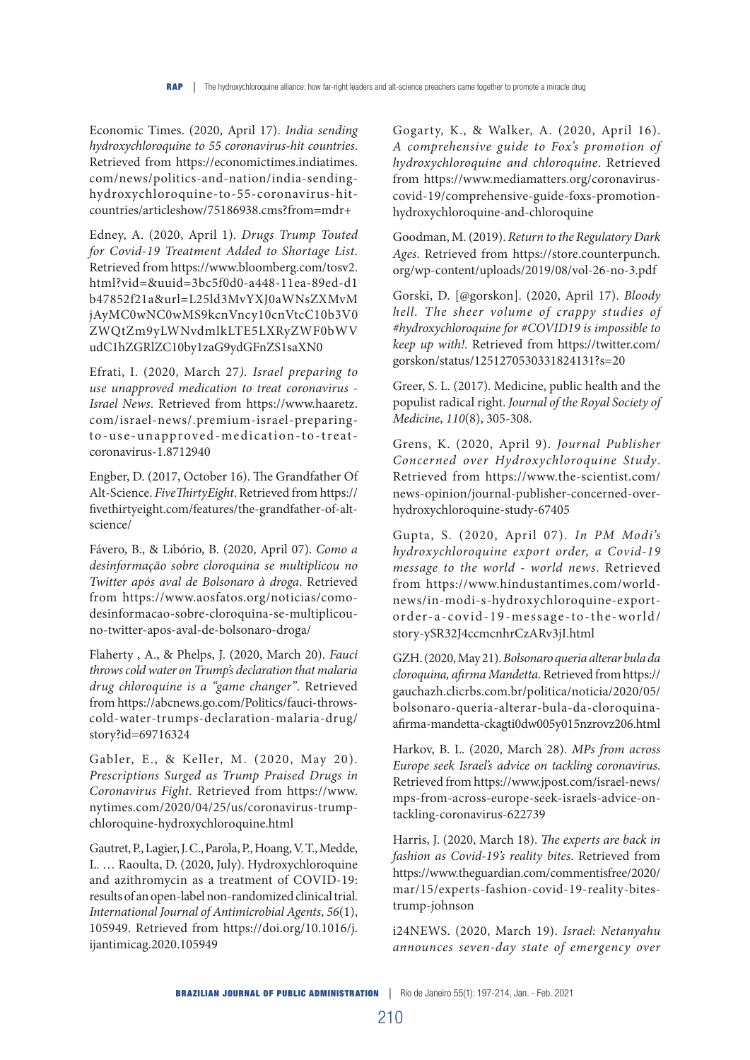Economic Times. (2020, April 17). *India sending hydroxychloroquine to 55 coronavirus-hit countries*. Retrieved from https://economictimes.indiatimes.com/news/politics-and-nation/india-sending-hydroxychloroquine-to-55-coronavirus-hit-countries/articleshow/75186938.cms?from=mdr+

Edney, A. (2020, April 1). *Drugs Trump Touted for Covid-19 Treatment Added to Shortage List*. Retrieved from https://www.bloomberg.com/tosv2.html?vid=&uuid=3bc5f0d0-a448-11ea-89ed-d1b47852f21a&url=L25ld3MvYXJ0aWNsZXMvMjAyMC0wNC0wMS9kcnVncy10cnVtcC10b3V0ZWQtZm9yLWNvdmlkLTE5LXRyZWF0bWVudC1hZGRlZC10by1zaG9ydGFnZS1saXN0

Efrati, I. (2020, March 27*). Israel preparing to use unapproved medication to treat coronavirus - Israel News*. Retrieved from https://www.haaretz.com/israel-news/.premium-israel-preparing-to-use-unapproved-medication-to-treat-coronavirus-1.8712940

Engber, D. (2017, October 16). The Grandfather Of Alt-Science. *FiveThirtyEight*. Retrieved from https://fivethirtyeight.com/features/the-grandfather-of-alt-science/

Fávero, B., & Libório, B. (2020, April 07). *Como a desinformação sobre cloroquina se multiplicou no Twitter após aval de Bolsonaro à droga*. Retrieved from https://www.aosfatos.org/noticias/como-desinformacao-sobre-cloroquina-se-multiplicou-no-twitter-apos-aval-de-bolsonaro-droga/

Flaherty , A., & Phelps, J. (2020, March 20). *Fauci throws cold water on Trump's declaration that malaria drug chloroquine is a "game changer"*. Retrieved from https://abcnews.go.com/Politics/fauci-throws-cold-water-trumps-declaration-malaria-drug/story?id=69716324

Gabler, E., & Keller, M. (2020, May 20). *Prescriptions Surged as Trump Praised Drugs in Coronavirus Fight*. Retrieved from https://www.nytimes.com/2020/04/25/us/coronavirus-trump-chloroquine-hydroxychloroquine.html

Gautret, P., Lagier, J. C., Parola, P., Hoang, V. T., Medde, L. … Raoulta, D. (2020, July). Hydroxychloroquine and azithromycin as a treatment of COVID-19: results of an open-label non-randomized clinical trial. *International Journal of Antimicrobial Agents*, *56*(1), 105949. Retrieved from https://doi.org/10.1016/j.ijantimicag.2020.105949

Gogarty, K., & Walker, A. (2020, April 16). *A comprehensive guide to Fox's promotion of hydroxychloroquine and chloroquine*. Retrieved from https://www.mediamatters.org/coronavirus-covid-19/comprehensive-guide-foxs-promotion-hydroxychloroquine-and-chloroquine

Goodman, M. (2019). *Return to the Regulatory Dark Ages*. Retrieved from https://store.counterpunch.org/wp-content/uploads/2019/08/vol-26-no-3.pdf

Gorski, D. [@gorskon]. (2020, April 17). *Bloody hell. The sheer volume of crappy studies of #hydroxychloroquine for #COVID19 is impossible to keep up with!*. Retrieved from https://twitter.com/gorskon/status/1251270530331824131?s=20

Greer, S. L. (2017). Medicine, public health and the populist radical right. *Journal of the Royal Society of Medicine*, *110*(8), 305-308.

Grens, K. (2020, April 9). *Journal Publisher Concerned over Hydroxychloroquine Study*. Retrieved from https://www.the-scientist.com/news-opinion/journal-publisher-concerned-over-hydroxychloroquine-study-67405

Gupta, S. (2020, April 07). *In PM Modi's hydroxychloroquine export order, a Covid-19 message to the world - world news*. Retrieved from https://www.hindustantimes.com/world-news/in-modi-s-hydroxychloroquine-export-order-a-covid-19-message-to-the-world/story-ySR32J4ccmcnhrCzARv3jI.html

GZH. (2020, May 21). *Bolsonaro queria alterar bula da cloroquina, afirma Mandetta*. Retrieved from https://gauchazh.clicrbs.com.br/politica/noticia/2020/05/bolsonaro-queria-alterar-bula-da-cloroquina-afirma-mandetta-ckagti0dw005y015nzrovz206.html

Harkov, B. L. (2020, March 28). *MPs from across Europe seek Israel's advice on tackling coronavirus*. Retrieved from https://www.jpost.com/israel-news/mps-from-across-europe-seek-israels-advice-on-tackling-coronavirus-622739

Harris, J. (2020, March 18). *The experts are back in fashion as Covid-19's reality bites*. Retrieved from https://www.theguardian.com/commentisfree/2020/mar/15/experts-fashion-covid-19-reality-bites-trump-johnson

i24NEWS. (2020, March 19). *Israel: Netanyahu announces seven-day state of emergency over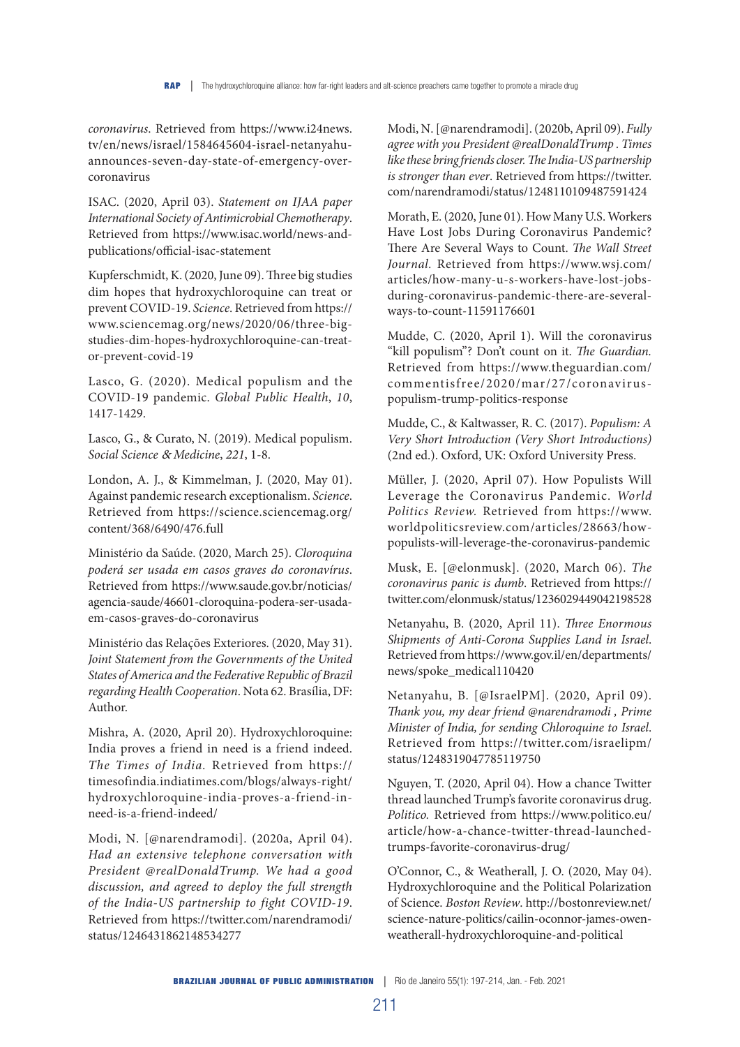*coronavirus*. Retrieved from https://www.i24news.tv/en/news/israel/1584645604-israel-netanyahu-announces-seven-day-state-of-emergency-over-coronavirus

ISAC. (2020, April 03). *Statement on IJAA paper International Society of Antimicrobial Chemotherapy*. Retrieved from https://www.isac.world/news-and-publications/official-isac-statement

Kupferschmidt, K. (2020, June 09). Three big studies dim hopes that hydroxychloroquine can treat or prevent COVID-19. *Science*. Retrieved from https://www.sciencemag.org/news/2020/06/three-big-studies-dim-hopes-hydroxychloroquine-can-treat-or-prevent-covid-19

Lasco, G. (2020). Medical populism and the COVID-19 pandemic. *Global Public Health*, *10*, 1417-1429.

Lasco, G., & Curato, N. (2019). Medical populism. *Social Science & Medicine*, *221*, 1-8.

London, A. J., & Kimmelman, J. (2020, May 01). Against pandemic research exceptionalism. *Science*. Retrieved from https://science.sciencemag.org/content/368/6490/476.full

Ministério da Saúde. (2020, March 25). *Cloroquina poderá ser usada em casos graves do coronavírus*. Retrieved from https://www.saude.gov.br/noticias/agencia-saude/46601-cloroquina-podera-ser-usada-em-casos-graves-do-coronavirus

Ministério das Relações Exteriores. (2020, May 31). *Joint Statement from the Governments of the United States of America and the Federative Republic of Brazil regarding Health Cooperation*. Nota 62. Brasília, DF: Author.

Mishra, A. (2020, April 20). Hydroxychloroquine: India proves a friend in need is a friend indeed. *The Times of India*. Retrieved from https://timesofindia.indiatimes.com/blogs/always-right/hydroxychloroquine-india-proves-a-friend-in-need-is-a-friend-indeed/

Modi, N. [@narendramodi]. (2020a, April 04). *Had an extensive telephone conversation with President @realDonaldTrump. We had a good discussion, and agreed to deploy the full strength of the India-US partnership to fight COVID-19*. Retrieved from https://twitter.com/narendramodi/status/1246431862148534277

Modi, N. [@narendramodi]. (2020b, April 09). *Fully agree with you President @realDonaldTrump . Times like these bring friends closer. The India-US partnership is stronger than ever*. Retrieved from https://twitter.com/narendramodi/status/1248110109487591424

Morath, E. (2020, June 01). How Many U.S. Workers Have Lost Jobs During Coronavirus Pandemic? There Are Several Ways to Count. *The Wall Street Journal*. Retrieved from https://www.wsj.com/articles/how-many-u-s-workers-have-lost-jobs-during-coronavirus-pandemic-there-are-several-ways-to-count-11591176601

Mudde, C. (2020, April 1). Will the coronavirus "kill populism"? Don't count on it. *The Guardian*. Retrieved from https://www.theguardian.com/commentisfree/2020/mar/27/coronavirus-populism-trump-politics-response

Mudde, C., & Kaltwasser, R. C. (2017). *Populism: A Very Short Introduction (Very Short Introductions)* (2nd ed.). Oxford, UK: Oxford University Press.

Müller, J. (2020, April 07). How Populists Will Leverage the Coronavirus Pandemic. *World Politics Review*. Retrieved from https://www.worldpoliticsreview.com/articles/28663/how-populists-will-leverage-the-coronavirus-pandemic

Musk, E. [@elonmusk]. (2020, March 06). *The coronavirus panic is dumb*. Retrieved from https://twitter.com/elonmusk/status/1236029449042198528

Netanyahu, B. (2020, April 11). *Three Enormous Shipments of Anti-Corona Supplies Land in Israel*. Retrieved from https://www.gov.il/en/departments/news/spoke_medical110420

Netanyahu, B. [@IsraelPM]. (2020, April 09). *Thank you, my dear friend @narendramodi , Prime Minister of India, for sending Chloroquine to Israel*. Retrieved from https://twitter.com/israelipm/status/1248319047785119750

Nguyen, T. (2020, April 04). How a chance Twitter thread launched Trump's favorite coronavirus drug. *Politico*. Retrieved from https://www.politico.eu/article/how-a-chance-twitter-thread-launched-trumps-favorite-coronavirus-drug/

O'Connor, C., & Weatherall, J. O. (2020, May 04). Hydroxychloroquine and the Political Polarization of Science. *Boston Review*. http://bostonreview.net/science-nature-politics/cailin-oconnor-james-owen-weatherall-hydroxychloroquine-and-political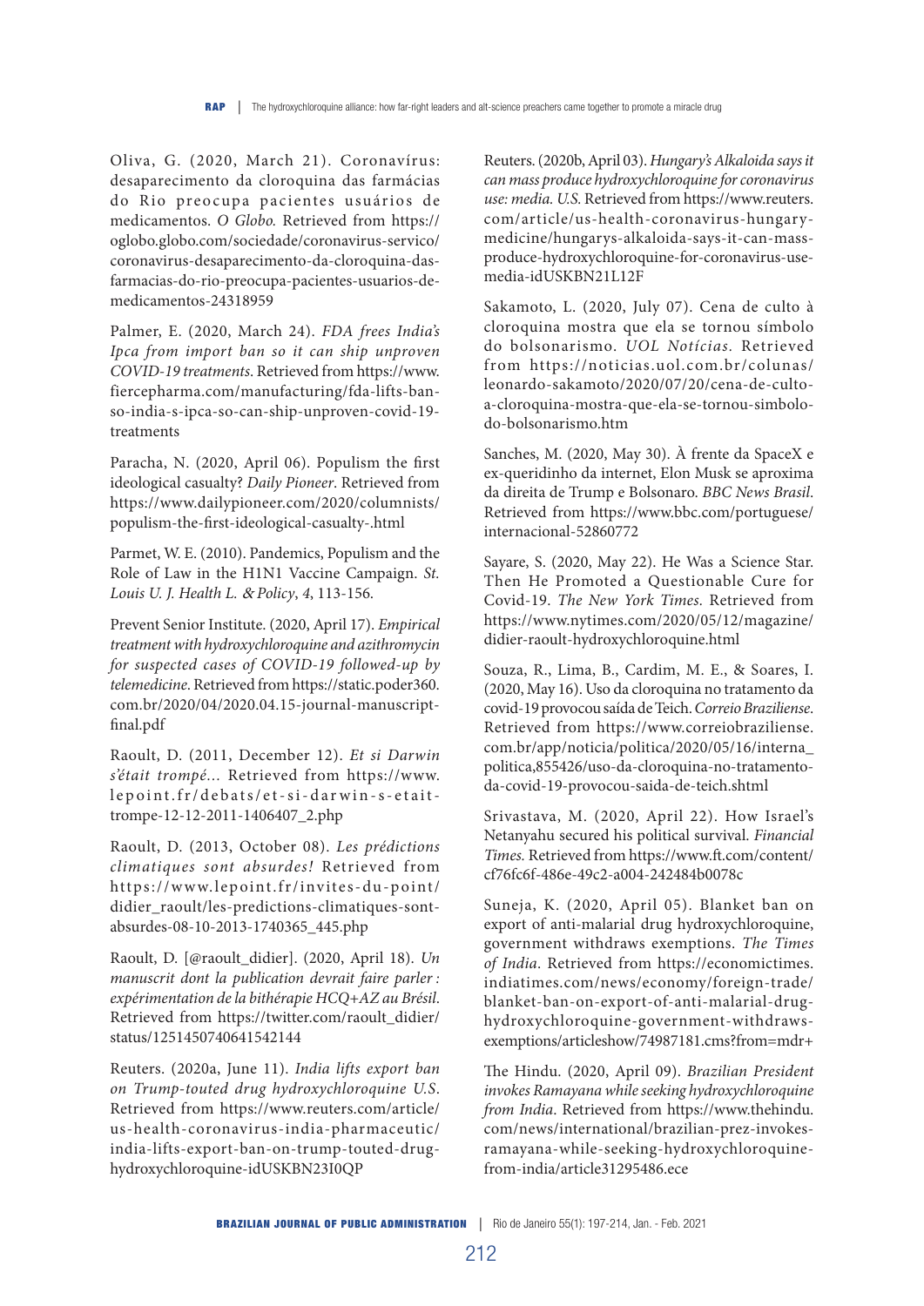Oliva, G. (2020, March 21). Coronavírus: desaparecimento da cloroquina das farmácias do Rio preocupa pacientes usuários de medicamentos. *O Globo.* Retrieved from https://oglobo.globo.com/sociedade/coronavirus-servico/coronavirus-desaparecimento-da-cloroquina-das-farmacias-do-rio-preocupa-pacientes-usuarios-de-medicamentos-24318959

Palmer, E. (2020, March 24). *FDA frees India's Ipca from import ban so it can ship unproven COVID-19 treatments*. Retrieved from https://www.fiercepharma.com/manufacturing/fda-lifts-ban-so-india-s-ipca-so-can-ship-unproven-covid-19-treatments

Paracha, N. (2020, April 06). Populism the first ideological casualty? *Daily Pioneer*. Retrieved from https://www.dailypioneer.com/2020/columnists/populism-the-first-ideological-casualty-.html

Parmet, W. E. (2010). Pandemics, Populism and the Role of Law in the H1N1 Vaccine Campaign. *St. Louis U. J. Health L. & Policy*, *4*, 113-156.

Prevent Senior Institute. (2020, April 17). *Empirical treatment with hydroxychloroquine and azithromycin for suspected cases of COVID-19 followed-up by telemedicine*. Retrieved from https://static.poder360.com.br/2020/04/2020.04.15-journal-manuscript-final.pdf

Raoult, D. (2011, December 12). *Et si Darwin s'était trompé...* Retrieved from https://www.lepoint.fr/debats/et-si-darwin-s-etait-trompe-12-12-2011-1406407_2.php

Raoult, D. (2013, October 08). *Les prédictions climatiques sont absurdes!* Retrieved from https://www.lepoint.fr/invites-du-point/didier_raoult/les-predictions-climatiques-sont-absurdes-08-10-2013-1740365_445.php

Raoult, D. [@raoult_didier]. (2020, April 18). *Un manuscrit dont la publication devrait faire parler : expérimentation de la bithérapie HCQ+AZ au Brésil*. Retrieved from https://twitter.com/raoult_didier/status/1251450740641542144

Reuters. (2020a, June 11). *India lifts export ban on Trump-touted drug hydroxychloroquine U.S*. Retrieved from https://www.reuters.com/article/us-health-coronavirus-india-pharmaceutic/india-lifts-export-ban-on-trump-touted-drug-hydroxychloroquine-idUSKBN23I0QP

Reuters. (2020b, April 03). *Hungary's Alkaloida says it can mass produce hydroxychloroquine for coronavirus use: media. U.S.* Retrieved from https://www.reuters.com/article/us-health-coronavirus-hungary-medicine/hungarys-alkaloida-says-it-can-mass-produce-hydroxychloroquine-for-coronavirus-use-media-idUSKBN21L12F

Sakamoto, L. (2020, July 07). Cena de culto à cloroquina mostra que ela se tornou símbolo do bolsonarismo. *UOL Notícias*. Retrieved from https://noticias.uol.com.br/colunas/leonardo-sakamoto/2020/07/20/cena-de-culto-a-cloroquina-mostra-que-ela-se-tornou-simbolo-do-bolsonarismo.htm

Sanches, M. (2020, May 30). À frente da SpaceX e ex-queridinho da internet, Elon Musk se aproxima da direita de Trump e Bolsonaro. *BBC News Brasil*. Retrieved from https://www.bbc.com/portuguese/internacional-52860772

Sayare, S. (2020, May 22). He Was a Science Star. Then He Promoted a Questionable Cure for Covid-19. *The New York Times*. Retrieved from https://www.nytimes.com/2020/05/12/magazine/didier-raoult-hydroxychloroquine.html

Souza, R., Lima, B., Cardim, M. E., & Soares, I. (2020, May 16). Uso da cloroquina no tratamento da covid-19 provocou saída de Teich. *Correio Braziliense*. Retrieved from https://www.correiobraziliense.com.br/app/noticia/politica/2020/05/16/interna_politica,855426/uso-da-cloroquina-no-tratamento-da-covid-19-provocou-saida-de-teich.shtml

Srivastava, M. (2020, April 22). How Israel's Netanyahu secured his political survival. *Financial Times*. Retrieved from https://www.ft.com/content/cf76fc6f-486e-49c2-a004-242484b0078c

Suneja, K. (2020, April 05). Blanket ban on export of anti-malarial drug hydroxychloroquine, government withdraws exemptions. *The Times of India*. Retrieved from https://economictimes.indiatimes.com/news/economy/foreign-trade/blanket-ban-on-export-of-anti-malarial-drug-hydroxychloroquine-government-withdraws-exemptions/articleshow/74987181.cms?from=mdr+

The Hindu. (2020, April 09). *Brazilian President invokes Ramayana while seeking hydroxychloroquine from India*. Retrieved from https://www.thehindu.com/news/international/brazilian-prez-invokes-ramayana-while-seeking-hydroxychloroquine-from-india/article31295486.ece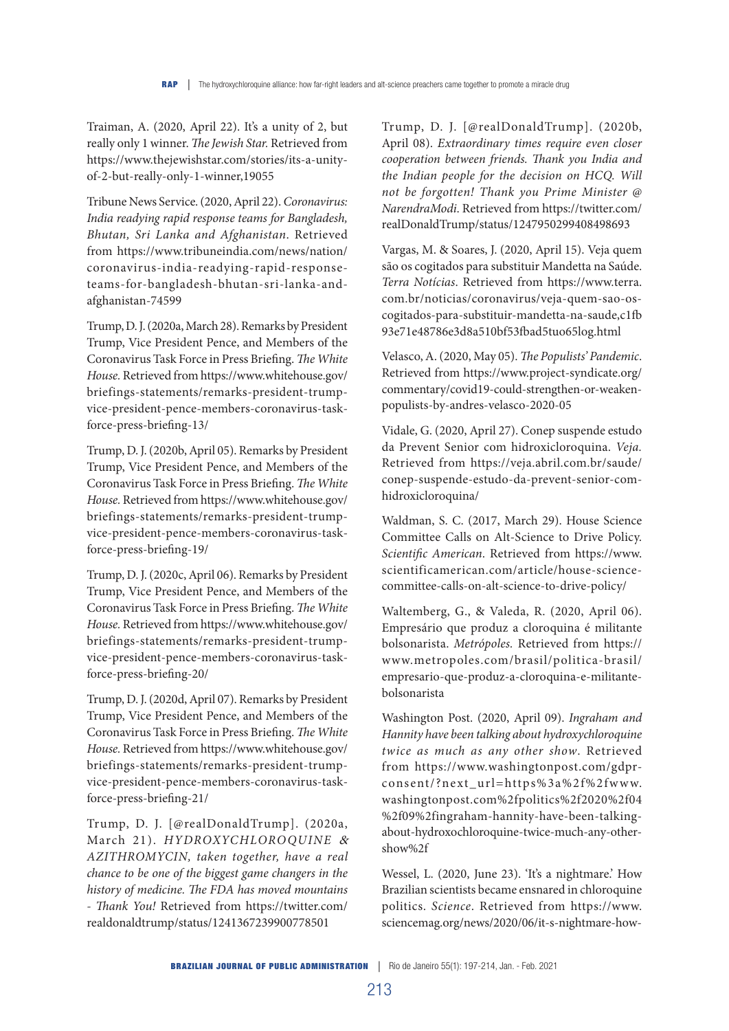Traiman, A. (2020, April 22). It's a unity of 2, but really only 1 winner. *The Jewish Star.* Retrieved from https://www.thejewishstar.com/stories/its-a-unity-of-2-but-really-only-1-winner,19055

Tribune News Service. (2020, April 22). *Coronavirus: India readying rapid response teams for Bangladesh, Bhutan, Sri Lanka and Afghanistan*. Retrieved from https://www.tribuneindia.com/news/nation/coronavirus-india-readying-rapid-response-teams-for-bangladesh-bhutan-sri-lanka-and-afghanistan-74599

Trump, D. J. (2020a, March 28). Remarks by President Trump, Vice President Pence, and Members of the Coronavirus Task Force in Press Briefing. *The White House*. Retrieved from https://www.whitehouse.gov/briefings-statements/remarks-president-trump-vice-president-pence-members-coronavirus-task-force-press-briefing-13/

Trump, D. J. (2020b, April 05). Remarks by President Trump, Vice President Pence, and Members of the Coronavirus Task Force in Press Briefing. *The White House*. Retrieved from https://www.whitehouse.gov/briefings-statements/remarks-president-trump-vice-president-pence-members-coronavirus-task-force-press-briefing-19/

Trump, D. J. (2020c, April 06). Remarks by President Trump, Vice President Pence, and Members of the Coronavirus Task Force in Press Briefing. *The White House*. Retrieved from https://www.whitehouse.gov/briefings-statements/remarks-president-trump-vice-president-pence-members-coronavirus-task-force-press-briefing-20/

Trump, D. J. (2020d, April 07). Remarks by President Trump, Vice President Pence, and Members of the Coronavirus Task Force in Press Briefing. *The White House*. Retrieved from https://www.whitehouse.gov/briefings-statements/remarks-president-trump-vice-president-pence-members-coronavirus-task-force-press-briefing-21/

Trump, D. J. [@realDonaldTrump]. (2020a, March 21). *HYDROXYCHLOROQUINE & AZITHROMYCIN, taken together, have a real chance to be one of the biggest game changers in the history of medicine. The FDA has moved mountains - Thank You!* Retrieved from https://twitter.com/realdonaldtrump/status/1241367239900778501

Trump, D. J. [@realDonaldTrump]. (2020b, April 08). *Extraordinary times require even closer cooperation between friends. Thank you India and the Indian people for the decision on HCQ. Will not be forgotten! Thank you Prime Minister @NarendraModi.* Retrieved from https://twitter.com/realDonaldTrump/status/1247950299408498693

Vargas, M. & Soares, J. (2020, April 15). Veja quem são os cogitados para substituir Mandetta na Saúde. *Terra Notícias*. Retrieved from https://www.terra.com.br/noticias/coronavirus/veja-quem-sao-os-cogitados-para-substituir-mandetta-na-saude,c1fb93e71e48786e3d8a510bf53fbad5tuo65log.html

Velasco, A. (2020, May 05). *The Populists' Pandemic*. Retrieved from https://www.project-syndicate.org/commentary/covid19-could-strengthen-or-weaken-populists-by-andres-velasco-2020-05

Vidale, G. (2020, April 27). Conep suspende estudo da Prevent Senior com hidroxicloroquina. *Veja.* Retrieved from https://veja.abril.com.br/saude/conep-suspende-estudo-da-prevent-senior-com-hidroxicloroquina/

Waldman, S. C. (2017, March 29). House Science Committee Calls on Alt-Science to Drive Policy. *Scientific American*. Retrieved from https://www.scientificamerican.com/article/house-science-committee-calls-on-alt-science-to-drive-policy/

Waltemberg, G., & Valeda, R. (2020, April 06). Empresário que produz a cloroquina é militante bolsonarista. *Metrópoles*. Retrieved from https://www.metropoles.com/brasil/politica-brasil/empresario-que-produz-a-cloroquina-e-militante-bolsonarista

Washington Post. (2020, April 09). *Ingraham and Hannity have been talking about hydroxychloroquine twice as much as any other show*. Retrieved from https://www.washingtonpost.com/gdpr-consent/?next_url=https%3a%2f%2fwww.washingtonpost.com%2fpolitics%2f2020%2f04%2f09%2fingraham-hannity-have-been-talking-about-hydroxochloroquine-twice-much-any-other-show%2f

Wessel, L. (2020, June 23). 'It's a nightmare.' How Brazilian scientists became ensnared in chloroquine politics. *Science*. Retrieved from https://www.sciencemag.org/news/2020/06/it-s-nightmare-how-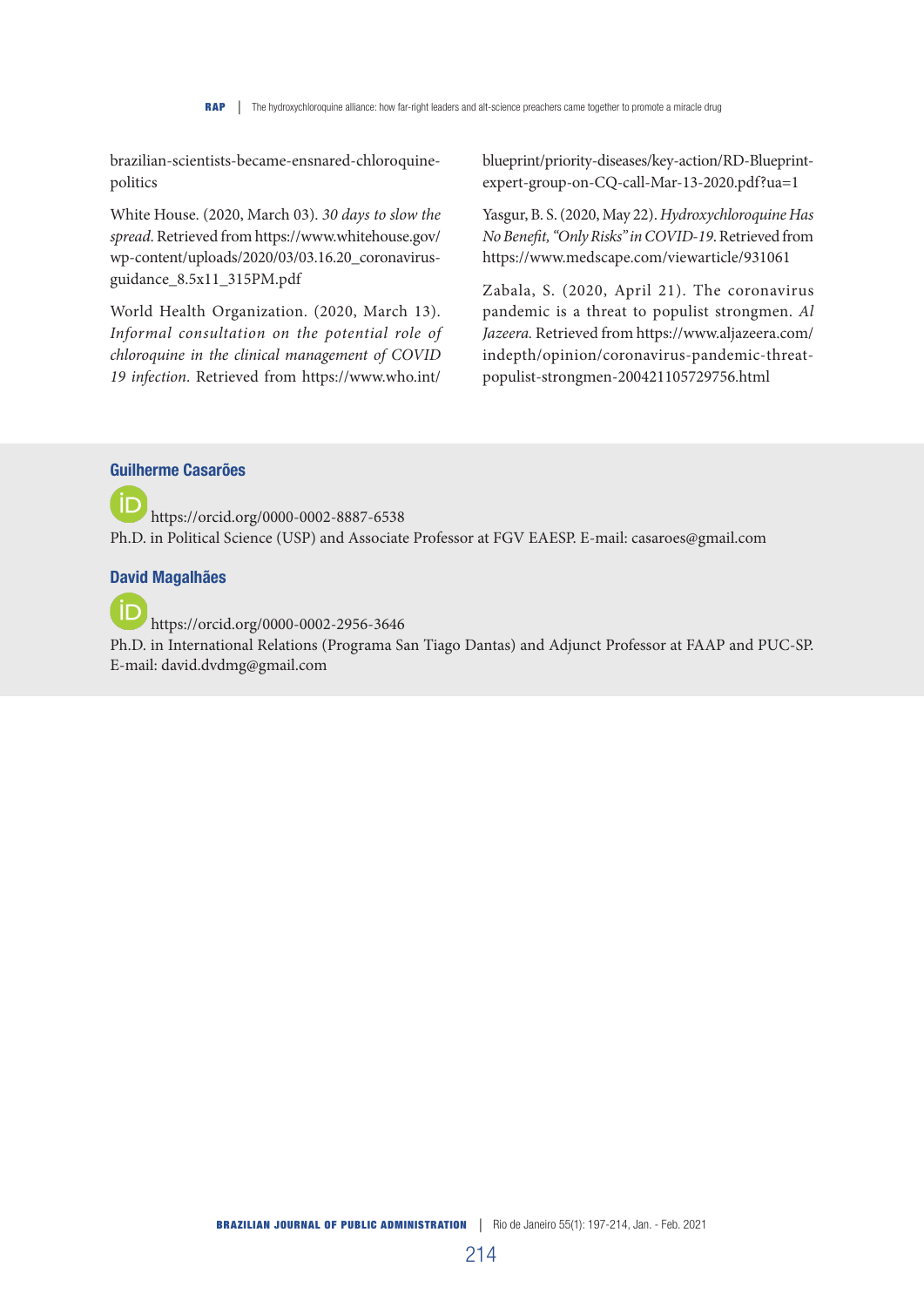brazilian-scientists-became-ensnared-chloroquine-politics

White House. (2020, March 03). *30 days to slow the spread.* Retrieved from https://www.whitehouse.gov/wp-content/uploads/2020/03/03.16.20_coronavirus-guidance_8.5x11_315PM.pdf

World Health Organization. (2020, March 13). *Informal consultation on the potential role of chloroquine in the clinical management of COVID 19 infection*. Retrieved from https://www.who.int/blueprint/priority-diseases/key-action/RD-Blueprint-expert-group-on-CQ-call-Mar-13-2020.pdf?ua=1

Yasgur, B. S. (2020, May 22). *Hydroxychloroquine Has No Benefit, "Only Risks" in COVID-19.* Retrieved from https://www.medscape.com/viewarticle/931061

Zabala, S. (2020, April 21). The coronavirus pandemic is a threat to populist strongmen. *Al Jazeera.* Retrieved from https://www.aljazeera.com/indepth/opinion/coronavirus-pandemic-threat-populist-strongmen-200421105729756.html

**Guilherme Casarões**

https://orcid.org/0000-0002-8887-6538

Ph.D. in Political Science (USP) and Associate Professor at FGV EAESP. E-mail: casaroes@gmail.com

**David Magalhães**

https://orcid.org/0000-0002-2956-3646

Ph.D. in International Relations (Programa San Tiago Dantas) and Adjunct Professor at FAAP and PUC-SP. E-mail: david.dvdmg@gmail.com